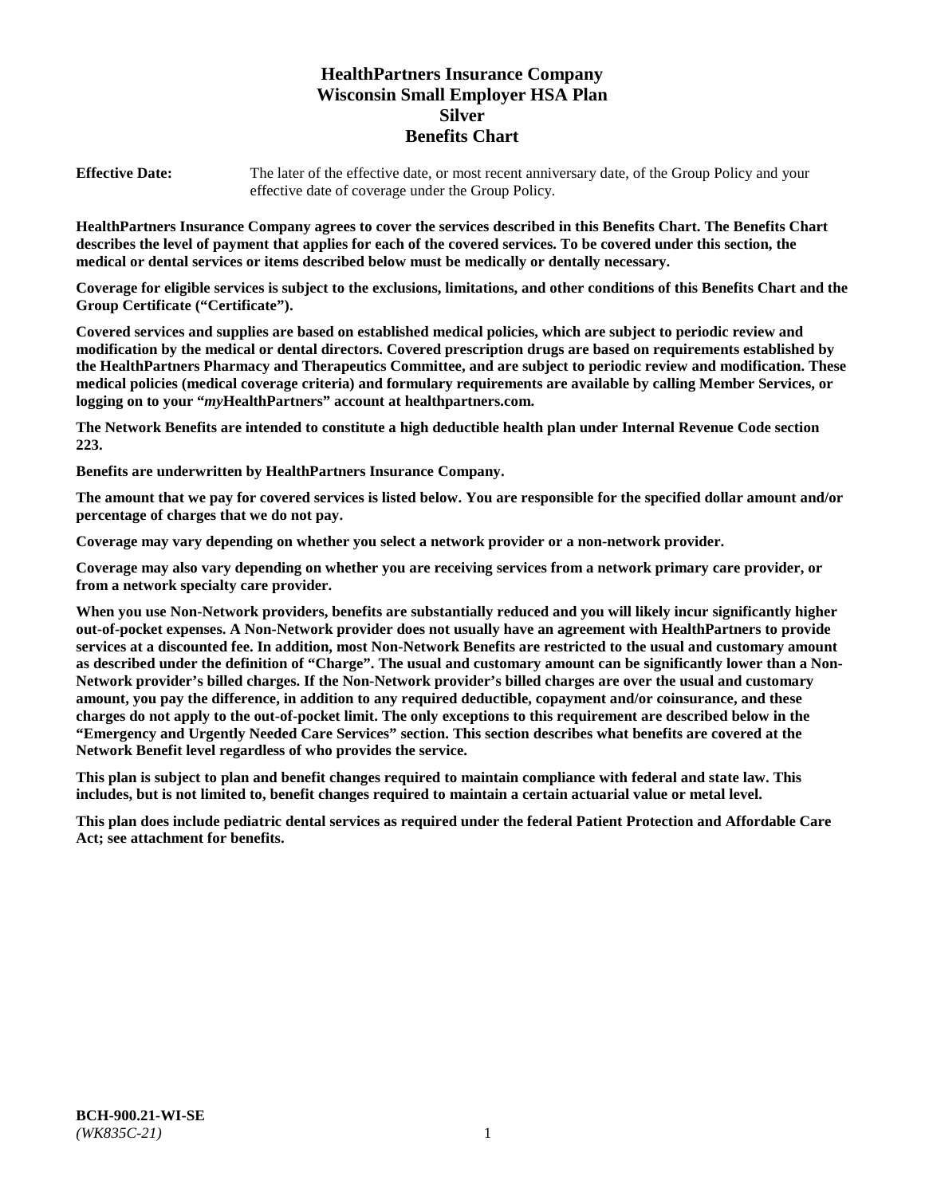# HealthPartners Insurance Company
# Wisconsin Small Employer HSA Plan
# Silver
# Benefits Chart

**Effective Date:** The later of the effective date, or most recent anniversary date, of the Group Policy and your effective date of coverage under the Group Policy.

**HealthPartners Insurance Company agrees to cover the services described in this Benefits Chart. The Benefits Chart describes the level of payment that applies for each of the covered services. To be covered under this section, the medical or dental services or items described below must be medically or dentally necessary.**

**Coverage for eligible services is subject to the exclusions, limitations, and other conditions of this Benefits Chart and the Group Certificate ("Certificate").**

**Covered services and supplies are based on established medical policies, which are subject to periodic review and modification by the medical or dental directors. Covered prescription drugs are based on requirements established by the HealthPartners Pharmacy and Therapeutics Committee, and are subject to periodic review and modification. These medical policies (medical coverage criteria) and formulary requirements are available by calling Member Services, or logging on to your "*my*HealthPartners" account at healthpartners.com.**

**The Network Benefits are intended to constitute a high deductible health plan under Internal Revenue Code section 223.**

**Benefits are underwritten by HealthPartners Insurance Company.**

**The amount that we pay for covered services is listed below. You are responsible for the specified dollar amount and/or percentage of charges that we do not pay.**

**Coverage may vary depending on whether you select a network provider or a non-network provider.**

**Coverage may also vary depending on whether you are receiving services from a network primary care provider, or from a network specialty care provider.**

**When you use Non-Network providers, benefits are substantially reduced and you will likely incur significantly higher out-of-pocket expenses. A Non-Network provider does not usually have an agreement with HealthPartners to provide services at a discounted fee. In addition, most Non-Network Benefits are restricted to the usual and customary amount as described under the definition of "Charge". The usual and customary amount can be significantly lower than a Non-Network provider's billed charges. If the Non-Network provider's billed charges are over the usual and customary amount, you pay the difference, in addition to any required deductible, copayment and/or coinsurance, and these charges do not apply to the out-of-pocket limit. The only exceptions to this requirement are described below in the "Emergency and Urgently Needed Care Services" section. This section describes what benefits are covered at the Network Benefit level regardless of who provides the service.**

**This plan is subject to plan and benefit changes required to maintain compliance with federal and state law. This includes, but is not limited to, benefit changes required to maintain a certain actuarial value or metal level.**

**This plan does include pediatric dental services as required under the federal Patient Protection and Affordable Care Act; see attachment for benefits.**

**BCH-900.21-WI-SE**
*(WK835C-21)*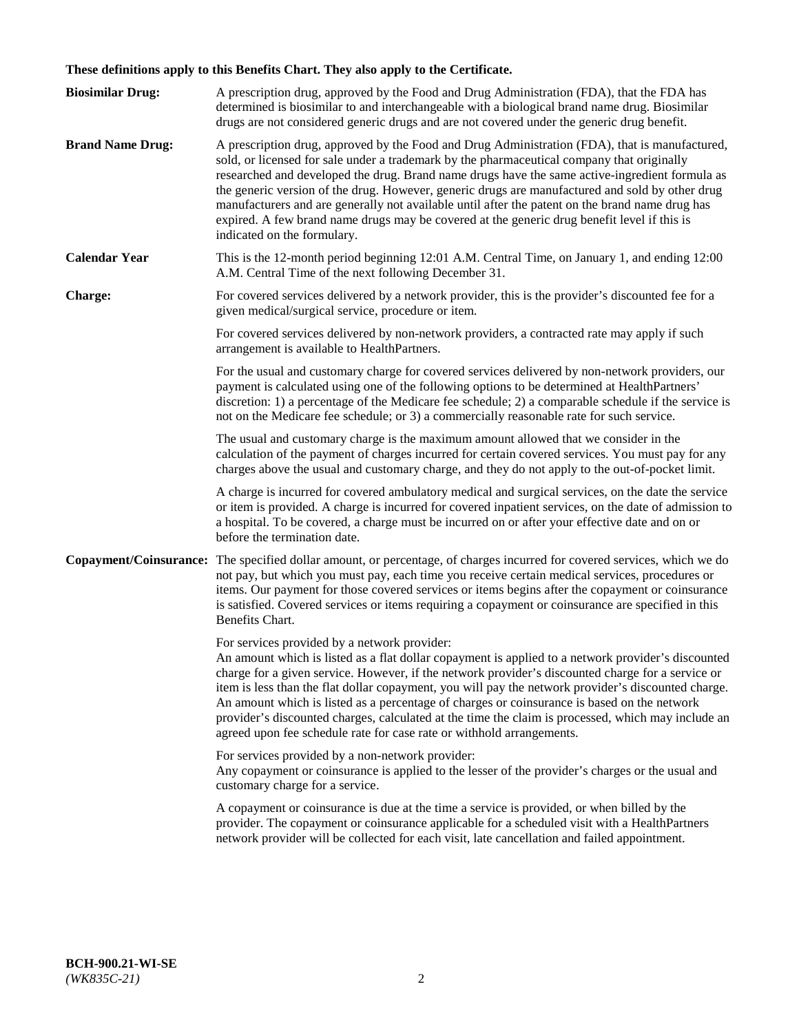**These definitions apply to this Benefits Chart. They also apply to the Certificate.**

**Biosimilar Drug:** A prescription drug, approved by the Food and Drug Administration (FDA), that the FDA has determined is biosimilar to and interchangeable with a biological brand name drug. Biosimilar drugs are not considered generic drugs and are not covered under the generic drug benefit.

**Brand Name Drug:** A prescription drug, approved by the Food and Drug Administration (FDA), that is manufactured, sold, or licensed for sale under a trademark by the pharmaceutical company that originally researched and developed the drug. Brand name drugs have the same active-ingredient formula as the generic version of the drug. However, generic drugs are manufactured and sold by other drug manufacturers and are generally not available until after the patent on the brand name drug has expired. A few brand name drugs may be covered at the generic drug benefit level if this is indicated on the formulary.

**Calendar Year** This is the 12-month period beginning 12:01 A.M. Central Time, on January 1, and ending 12:00 A.M. Central Time of the next following December 31.

**Charge:** For covered services delivered by a network provider, this is the provider's discounted fee for a given medical/surgical service, procedure or item.

For covered services delivered by non-network providers, a contracted rate may apply if such arrangement is available to HealthPartners.

For the usual and customary charge for covered services delivered by non-network providers, our payment is calculated using one of the following options to be determined at HealthPartners' discretion: 1) a percentage of the Medicare fee schedule; 2) a comparable schedule if the service is not on the Medicare fee schedule; or 3) a commercially reasonable rate for such service.

The usual and customary charge is the maximum amount allowed that we consider in the calculation of the payment of charges incurred for certain covered services. You must pay for any charges above the usual and customary charge, and they do not apply to the out-of-pocket limit.

A charge is incurred for covered ambulatory medical and surgical services, on the date the service or item is provided. A charge is incurred for covered inpatient services, on the date of admission to a hospital. To be covered, a charge must be incurred on or after your effective date and on or before the termination date.

**Copayment/Coinsurance:** The specified dollar amount, or percentage, of charges incurred for covered services, which we do not pay, but which you must pay, each time you receive certain medical services, procedures or items. Our payment for those covered services or items begins after the copayment or coinsurance is satisfied. Covered services or items requiring a copayment or coinsurance are specified in this Benefits Chart.

For services provided by a network provider:
An amount which is listed as a flat dollar copayment is applied to a network provider's discounted charge for a given service. However, if the network provider's discounted charge for a service or item is less than the flat dollar copayment, you will pay the network provider's discounted charge. An amount which is listed as a percentage of charges or coinsurance is based on the network provider's discounted charges, calculated at the time the claim is processed, which may include an agreed upon fee schedule rate for case rate or withhold arrangements.

For services provided by a non-network provider:
Any copayment or coinsurance is applied to the lesser of the provider's charges or the usual and customary charge for a service.

A copayment or coinsurance is due at the time a service is provided, or when billed by the provider. The copayment or coinsurance applicable for a scheduled visit with a HealthPartners network provider will be collected for each visit, late cancellation and failed appointment.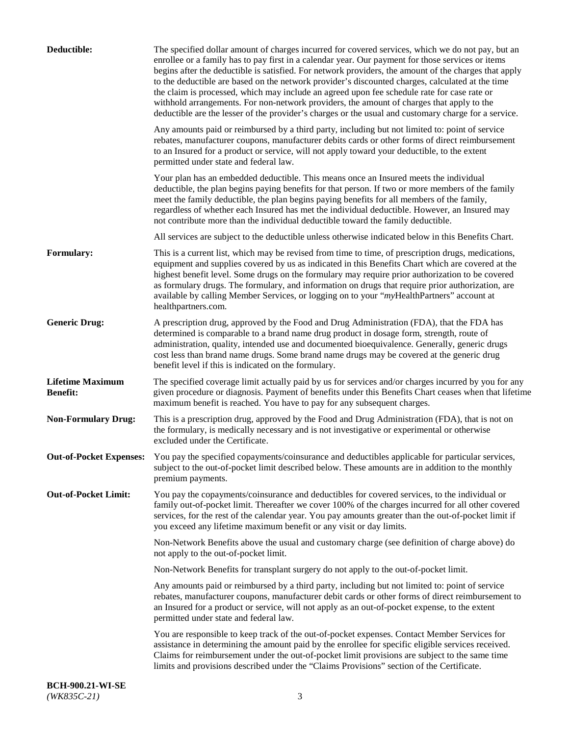**Deductible:** The specified dollar amount of charges incurred for covered services, which we do not pay, but an enrollee or a family has to pay first in a calendar year. Our payment for those services or items begins after the deductible is satisfied. For network providers, the amount of the charges that apply to the deductible are based on the network provider's discounted charges, calculated at the time the claim is processed, which may include an agreed upon fee schedule rate for case rate or withhold arrangements. For non-network providers, the amount of charges that apply to the deductible are the lesser of the provider's charges or the usual and customary charge for a service.

Any amounts paid or reimbursed by a third party, including but not limited to: point of service rebates, manufacturer coupons, manufacturer debits cards or other forms of direct reimbursement to an Insured for a product or service, will not apply toward your deductible, to the extent permitted under state and federal law.

Your plan has an embedded deductible. This means once an Insured meets the individual deductible, the plan begins paying benefits for that person. If two or more members of the family meet the family deductible, the plan begins paying benefits for all members of the family, regardless of whether each Insured has met the individual deductible. However, an Insured may not contribute more than the individual deductible toward the family deductible.

All services are subject to the deductible unless otherwise indicated below in this Benefits Chart.

**Formulary:** This is a current list, which may be revised from time to time, of prescription drugs, medications, equipment and supplies covered by us as indicated in this Benefits Chart which are covered at the highest benefit level. Some drugs on the formulary may require prior authorization to be covered as formulary drugs. The formulary, and information on drugs that require prior authorization, are available by calling Member Services, or logging on to your "*my*HealthPartners" account at healthpartners.com.

**Generic Drug:** A prescription drug, approved by the Food and Drug Administration (FDA), that the FDA has determined is comparable to a brand name drug product in dosage form, strength, route of administration, quality, intended use and documented bioequivalence. Generally, generic drugs cost less than brand name drugs. Some brand name drugs may be covered at the generic drug benefit level if this is indicated on the formulary.

**Lifetime Maximum Benefit:** The specified coverage limit actually paid by us for services and/or charges incurred by you for any given procedure or diagnosis. Payment of benefits under this Benefits Chart ceases when that lifetime maximum benefit is reached. You have to pay for any subsequent charges.

**Non-Formulary Drug:** This is a prescription drug, approved by the Food and Drug Administration (FDA), that is not on the formulary, is medically necessary and is not investigative or experimental or otherwise excluded under the Certificate.

**Out-of-Pocket Expenses:** You pay the specified copayments/coinsurance and deductibles applicable for particular services, subject to the out-of-pocket limit described below. These amounts are in addition to the monthly premium payments.

**Out-of-Pocket Limit:** You pay the copayments/coinsurance and deductibles for covered services, to the individual or family out-of-pocket limit. Thereafter we cover 100% of the charges incurred for all other covered services, for the rest of the calendar year. You pay amounts greater than the out-of-pocket limit if you exceed any lifetime maximum benefit or any visit or day limits.

Non-Network Benefits above the usual and customary charge (see definition of charge above) do not apply to the out-of-pocket limit.

Non-Network Benefits for transplant surgery do not apply to the out-of-pocket limit.

Any amounts paid or reimbursed by a third party, including but not limited to: point of service rebates, manufacturer coupons, manufacturer debit cards or other forms of direct reimbursement to an Insured for a product or service, will not apply as an out-of-pocket expense, to the extent permitted under state and federal law.

You are responsible to keep track of the out-of-pocket expenses. Contact Member Services for assistance in determining the amount paid by the enrollee for specific eligible services received. Claims for reimbursement under the out-of-pocket limit provisions are subject to the same time limits and provisions described under the "Claims Provisions" section of the Certificate.

**BCH-900.21-WI-SE**
*(WK835C-21)*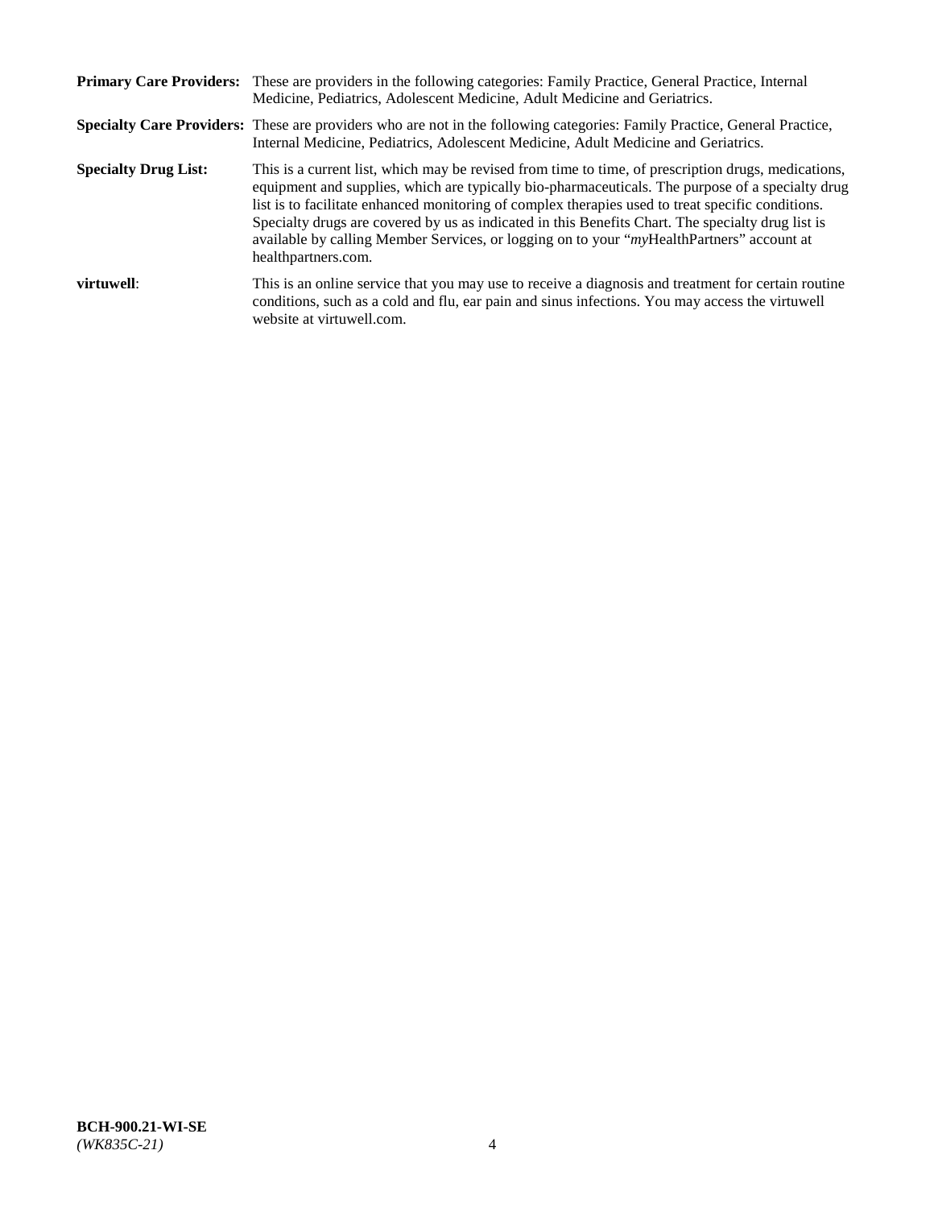**Primary Care Providers:** These are providers in the following categories: Family Practice, General Practice, Internal Medicine, Pediatrics, Adolescent Medicine, Adult Medicine and Geriatrics.

**Specialty Care Providers:** These are providers who are not in the following categories: Family Practice, General Practice, Internal Medicine, Pediatrics, Adolescent Medicine, Adult Medicine and Geriatrics.

**Specialty Drug List:** This is a current list, which may be revised from time to time, of prescription drugs, medications, equipment and supplies, which are typically bio-pharmaceuticals. The purpose of a specialty drug list is to facilitate enhanced monitoring of complex therapies used to treat specific conditions. Specialty drugs are covered by us as indicated in this Benefits Chart. The specialty drug list is available by calling Member Services, or logging on to your "*my*HealthPartners" account at healthpartners.com.

**virtuwell**: This is an online service that you may use to receive a diagnosis and treatment for certain routine conditions, such as a cold and flu, ear pain and sinus infections. You may access the virtuwell website at virtuwell.com.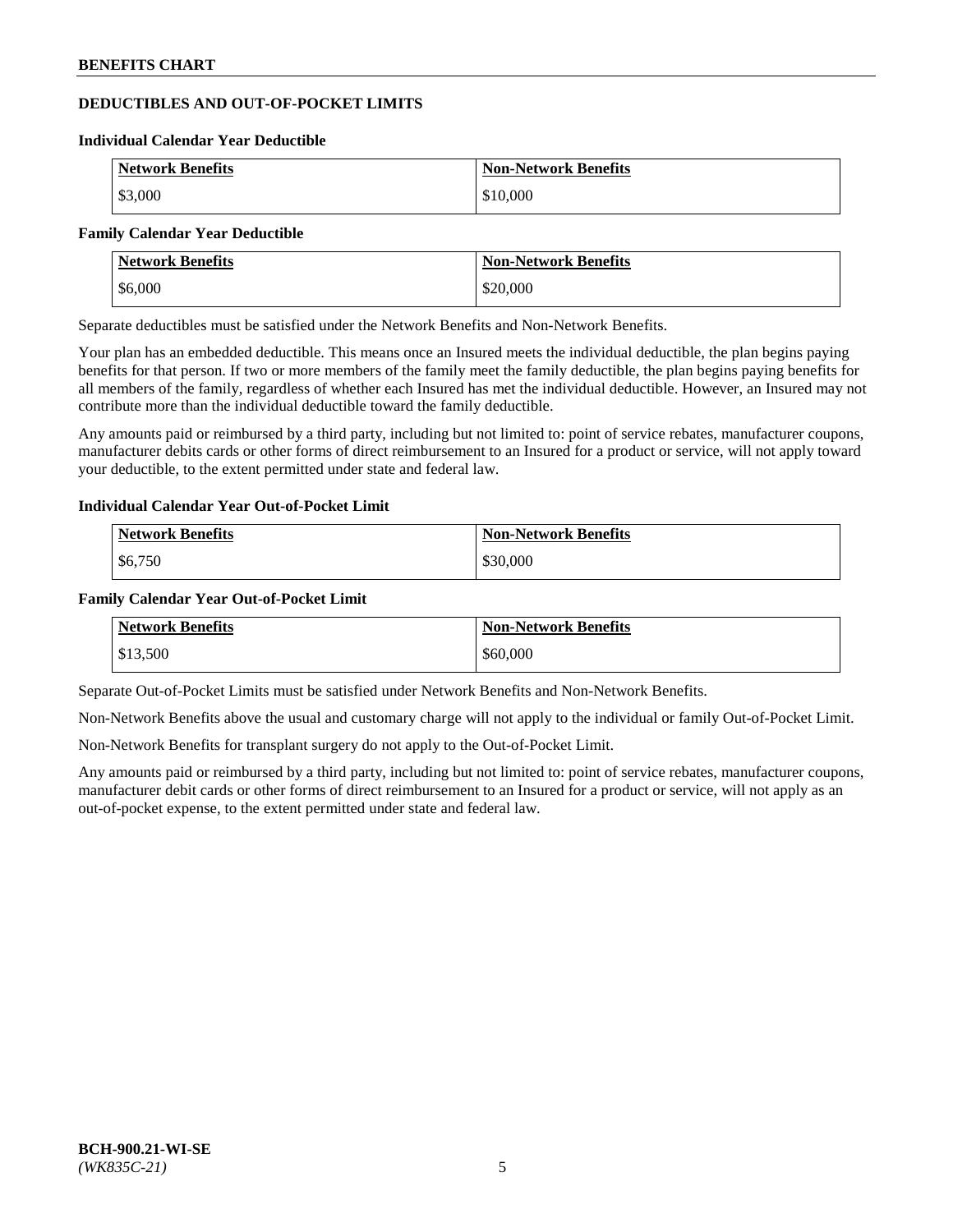## DEDUCTIBLES AND OUT-OF-POCKET LIMITS

### Individual Calendar Year Deductible

| Network Benefits | Non-Network Benefits |
| --- | --- |
| $3,000 | $10,000 |

### Family Calendar Year Deductible

| Network Benefits | Non-Network Benefits |
| --- | --- |
| $6,000 | $20,000 |

Separate deductibles must be satisfied under the Network Benefits and Non-Network Benefits.

Your plan has an embedded deductible. This means once an Insured meets the individual deductible, the plan begins paying benefits for that person. If two or more members of the family meet the family deductible, the plan begins paying benefits for all members of the family, regardless of whether each Insured has met the individual deductible. However, an Insured may not contribute more than the individual deductible toward the family deductible.

Any amounts paid or reimbursed by a third party, including but not limited to: point of service rebates, manufacturer coupons, manufacturer debits cards or other forms of direct reimbursement to an Insured for a product or service, will not apply toward your deductible, to the extent permitted under state and federal law.

### Individual Calendar Year Out-of-Pocket Limit

| Network Benefits | Non-Network Benefits |
| --- | --- |
| $6,750 | $30,000 |

### Family Calendar Year Out-of-Pocket Limit

| Network Benefits | Non-Network Benefits |
| --- | --- |
| $13,500 | $60,000 |

Separate Out-of-Pocket Limits must be satisfied under Network Benefits and Non-Network Benefits.

Non-Network Benefits above the usual and customary charge will not apply to the individual or family Out-of-Pocket Limit.

Non-Network Benefits for transplant surgery do not apply to the Out-of-Pocket Limit.

Any amounts paid or reimbursed by a third party, including but not limited to: point of service rebates, manufacturer coupons, manufacturer debit cards or other forms of direct reimbursement to an Insured for a product or service, will not apply as an out-of-pocket expense, to the extent permitted under state and federal law.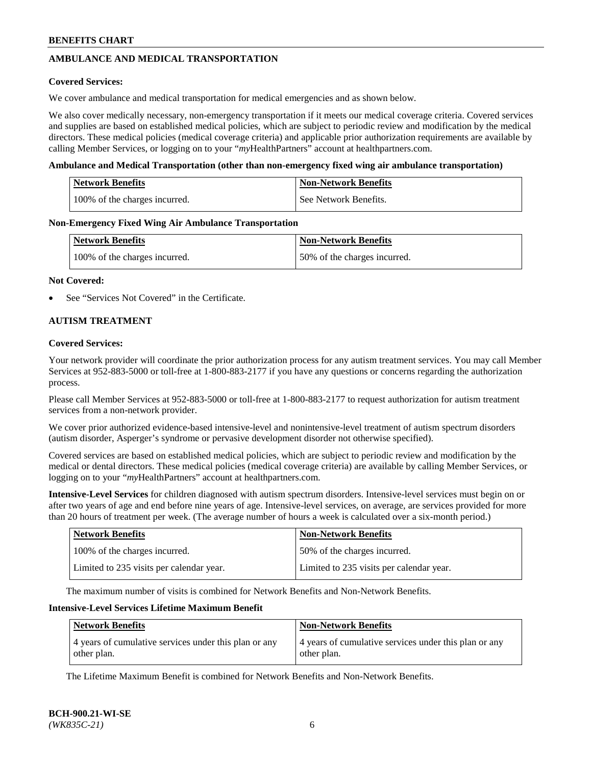## AMBULANCE AND MEDICAL TRANSPORTATION

**Covered Services:**

We cover ambulance and medical transportation for medical emergencies and as shown below.

We also cover medically necessary, non-emergency transportation if it meets our medical coverage criteria. Covered services and supplies are based on established medical policies, which are subject to periodic review and modification by the medical directors. These medical policies (medical coverage criteria) and applicable prior authorization requirements are available by calling Member Services, or logging on to your "*my*HealthPartners" account at healthpartners.com.

**Ambulance and Medical Transportation (other than non-emergency fixed wing air ambulance transportation)**

| Network Benefits | Non-Network Benefits |
|---|---|
| 100% of the charges incurred. | See Network Benefits. |

**Non-Emergency Fixed Wing Air Ambulance Transportation**

| Network Benefits | Non-Network Benefits |
|---|---|
| 100% of the charges incurred. | 50% of the charges incurred. |

**Not Covered:**

- See "Services Not Covered" in the Certificate.

## AUTISM TREATMENT

**Covered Services:**

Your network provider will coordinate the prior authorization process for any autism treatment services. You may call Member Services at 952-883-5000 or toll-free at 1-800-883-2177 if you have any questions or concerns regarding the authorization process.

Please call Member Services at 952-883-5000 or toll-free at 1-800-883-2177 to request authorization for autism treatment services from a non-network provider.

We cover prior authorized evidence-based intensive-level and nonintensive-level treatment of autism spectrum disorders (autism disorder, Asperger's syndrome or pervasive development disorder not otherwise specified).

Covered services are based on established medical policies, which are subject to periodic review and modification by the medical or dental directors. These medical policies (medical coverage criteria) are available by calling Member Services, or logging on to your "*my*HealthPartners" account at healthpartners.com.

**Intensive-Level Services** for children diagnosed with autism spectrum disorders. Intensive-level services must begin on or after two years of age and end before nine years of age. Intensive-level services, on average, are services provided for more than 20 hours of treatment per week. (The average number of hours a week is calculated over a six-month period.)

| Network Benefits | Non-Network Benefits |
|---|---|
| 100% of the charges incurred. | 50% of the charges incurred. |
| Limited to 235 visits per calendar year. | Limited to 235 visits per calendar year. |

The maximum number of visits is combined for Network Benefits and Non-Network Benefits.

**Intensive-Level Services Lifetime Maximum Benefit**

| Network Benefits | Non-Network Benefits |
|---|---|
| 4 years of cumulative services under this plan or any other plan. | 4 years of cumulative services under this plan or any other plan. |

The Lifetime Maximum Benefit is combined for Network Benefits and Non-Network Benefits.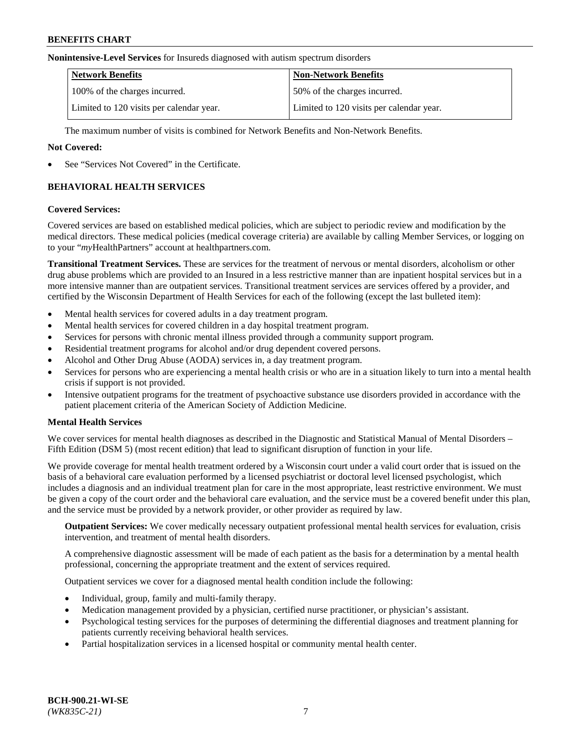**Nonintensive-Level Services** for Insureds diagnosed with autism spectrum disorders

| Network Benefits | Non-Network Benefits |
| --- | --- |
| 100% of the charges incurred. | 50% of the charges incurred. |
| Limited to 120 visits per calendar year. | Limited to 120 visits per calendar year. |

The maximum number of visits is combined for Network Benefits and Non-Network Benefits.

**Not Covered:**

- See "Services Not Covered" in the Certificate.

## BEHAVIORAL HEALTH SERVICES

**Covered Services:**

Covered services are based on established medical policies, which are subject to periodic review and modification by the medical directors. These medical policies (medical coverage criteria) are available by calling Member Services, or logging on to your "*my*HealthPartners" account at healthpartners.com.

**Transitional Treatment Services.** These are services for the treatment of nervous or mental disorders, alcoholism or other drug abuse problems which are provided to an Insured in a less restrictive manner than are inpatient hospital services but in a more intensive manner than are outpatient services. Transitional treatment services are services offered by a provider, and certified by the Wisconsin Department of Health Services for each of the following (except the last bulleted item):

- Mental health services for covered adults in a day treatment program.
- Mental health services for covered children in a day hospital treatment program.
- Services for persons with chronic mental illness provided through a community support program.
- Residential treatment programs for alcohol and/or drug dependent covered persons.
- Alcohol and Other Drug Abuse (AODA) services in, a day treatment program.
- Services for persons who are experiencing a mental health crisis or who are in a situation likely to turn into a mental health crisis if support is not provided.
- Intensive outpatient programs for the treatment of psychoactive substance use disorders provided in accordance with the patient placement criteria of the American Society of Addiction Medicine.

**Mental Health Services**

We cover services for mental health diagnoses as described in the Diagnostic and Statistical Manual of Mental Disorders – Fifth Edition (DSM 5) (most recent edition) that lead to significant disruption of function in your life.

We provide coverage for mental health treatment ordered by a Wisconsin court under a valid court order that is issued on the basis of a behavioral care evaluation performed by a licensed psychiatrist or doctoral level licensed psychologist, which includes a diagnosis and an individual treatment plan for care in the most appropriate, least restrictive environment. We must be given a copy of the court order and the behavioral care evaluation, and the service must be a covered benefit under this plan, and the service must be provided by a network provider, or other provider as required by law.

**Outpatient Services:** We cover medically necessary outpatient professional mental health services for evaluation, crisis intervention, and treatment of mental health disorders.

A comprehensive diagnostic assessment will be made of each patient as the basis for a determination by a mental health professional, concerning the appropriate treatment and the extent of services required.

Outpatient services we cover for a diagnosed mental health condition include the following:

- Individual, group, family and multi-family therapy.
- Medication management provided by a physician, certified nurse practitioner, or physician's assistant.
- Psychological testing services for the purposes of determining the differential diagnoses and treatment planning for patients currently receiving behavioral health services.
- Partial hospitalization services in a licensed hospital or community mental health center.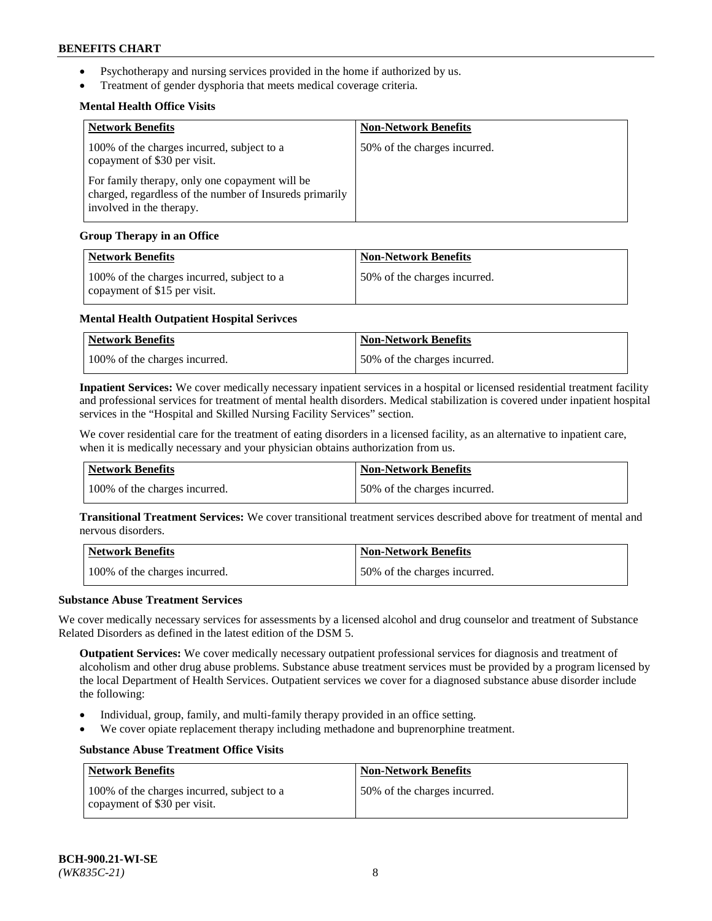- Psychotherapy and nursing services provided in the home if authorized by us.
- Treatment of gender dysphoria that meets medical coverage criteria.

**Mental Health Office Visits**

| Network Benefits | Non-Network Benefits |
|---|---|
| 100% of the charges incurred, subject to a copayment of $30 per visit.<br><br>For family therapy, only one copayment will be charged, regardless of the number of Insureds primarily involved in the therapy. | 50% of the charges incurred. |

**Group Therapy in an Office**

| Network Benefits | Non-Network Benefits |
|---|---|
| 100% of the charges incurred, subject to a copayment of $15 per visit. | 50% of the charges incurred. |

**Mental Health Outpatient Hospital Serivces**

| Network Benefits | Non-Network Benefits |
|---|---|
| 100% of the charges incurred. | 50% of the charges incurred. |

**Inpatient Services:** We cover medically necessary inpatient services in a hospital or licensed residential treatment facility and professional services for treatment of mental health disorders. Medical stabilization is covered under inpatient hospital services in the "Hospital and Skilled Nursing Facility Services" section.

We cover residential care for the treatment of eating disorders in a licensed facility, as an alternative to inpatient care, when it is medically necessary and your physician obtains authorization from us.

| Network Benefits | Non-Network Benefits |
|---|---|
| 100% of the charges incurred. | 50% of the charges incurred. |

**Transitional Treatment Services:** We cover transitional treatment services described above for treatment of mental and nervous disorders.

| Network Benefits | Non-Network Benefits |
|---|---|
| 100% of the charges incurred. | 50% of the charges incurred. |

**Substance Abuse Treatment Services**

We cover medically necessary services for assessments by a licensed alcohol and drug counselor and treatment of Substance Related Disorders as defined in the latest edition of the DSM 5.

**Outpatient Services:** We cover medically necessary outpatient professional services for diagnosis and treatment of alcoholism and other drug abuse problems. Substance abuse treatment services must be provided by a program licensed by the local Department of Health Services. Outpatient services we cover for a diagnosed substance abuse disorder include the following:

- Individual, group, family, and multi-family therapy provided in an office setting.
- We cover opiate replacement therapy including methadone and buprenorphine treatment.

**Substance Abuse Treatment Office Visits**

| Network Benefits | Non-Network Benefits |
|---|---|
| 100% of the charges incurred, subject to a copayment of $30 per visit. | 50% of the charges incurred. |

BCH-900.21-WI-SE
*(WK835C-21)*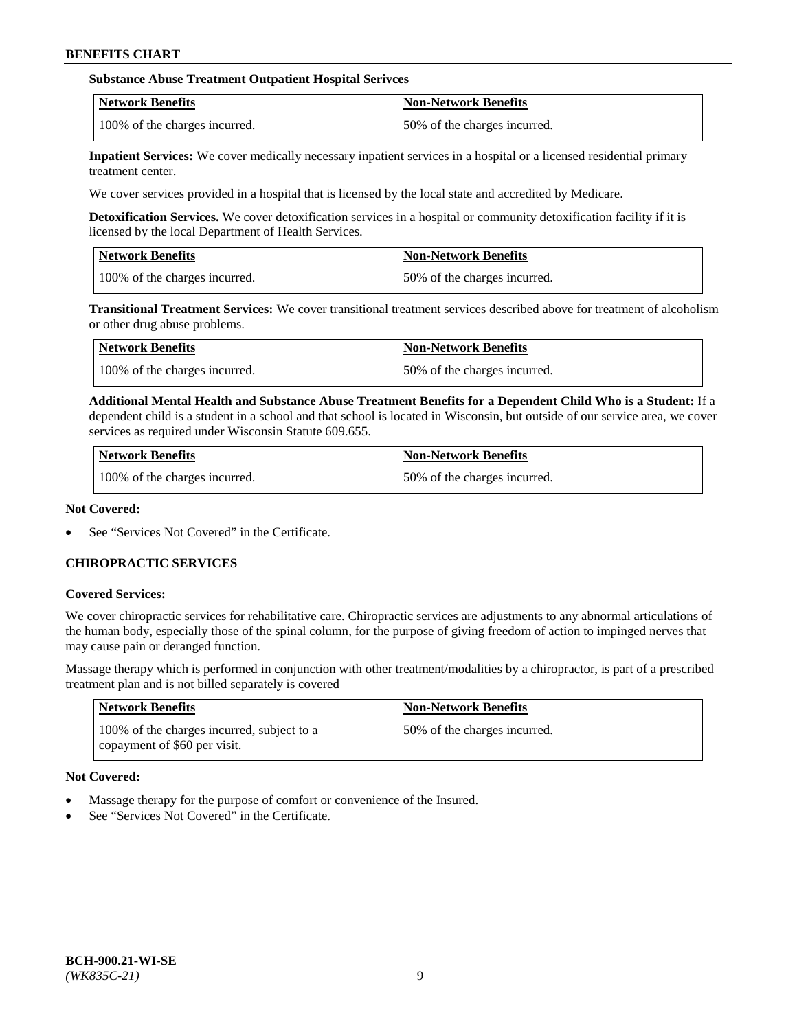**Substance Abuse Treatment Outpatient Hospital Serivces**

| Network Benefits | Non-Network Benefits |
|---|---|
| 100% of the charges incurred. | 50% of the charges incurred. |

**Inpatient Services:** We cover medically necessary inpatient services in a hospital or a licensed residential primary treatment center.

We cover services provided in a hospital that is licensed by the local state and accredited by Medicare.

**Detoxification Services.** We cover detoxification services in a hospital or community detoxification facility if it is licensed by the local Department of Health Services.

| Network Benefits | Non-Network Benefits |
|---|---|
| 100% of the charges incurred. | 50% of the charges incurred. |

**Transitional Treatment Services:** We cover transitional treatment services described above for treatment of alcoholism or other drug abuse problems.

| Network Benefits | Non-Network Benefits |
|---|---|
| 100% of the charges incurred. | 50% of the charges incurred. |

**Additional Mental Health and Substance Abuse Treatment Benefits for a Dependent Child Who is a Student:** If a dependent child is a student in a school and that school is located in Wisconsin, but outside of our service area, we cover services as required under Wisconsin Statute 609.655.

| Network Benefits | Non-Network Benefits |
|---|---|
| 100% of the charges incurred. | 50% of the charges incurred. |

**Not Covered:**

- See "Services Not Covered" in the Certificate.

### CHIROPRACTIC SERVICES

**Covered Services:**

We cover chiropractic services for rehabilitative care. Chiropractic services are adjustments to any abnormal articulations of the human body, especially those of the spinal column, for the purpose of giving freedom of action to impinged nerves that may cause pain or deranged function.

Massage therapy which is performed in conjunction with other treatment/modalities by a chiropractor, is part of a prescribed treatment plan and is not billed separately is covered

| Network Benefits | Non-Network Benefits |
|---|---|
| 100% of the charges incurred, subject to a copayment of $60 per visit. | 50% of the charges incurred. |

**Not Covered:**

- Massage therapy for the purpose of comfort or convenience of the Insured.
- See "Services Not Covered" in the Certificate.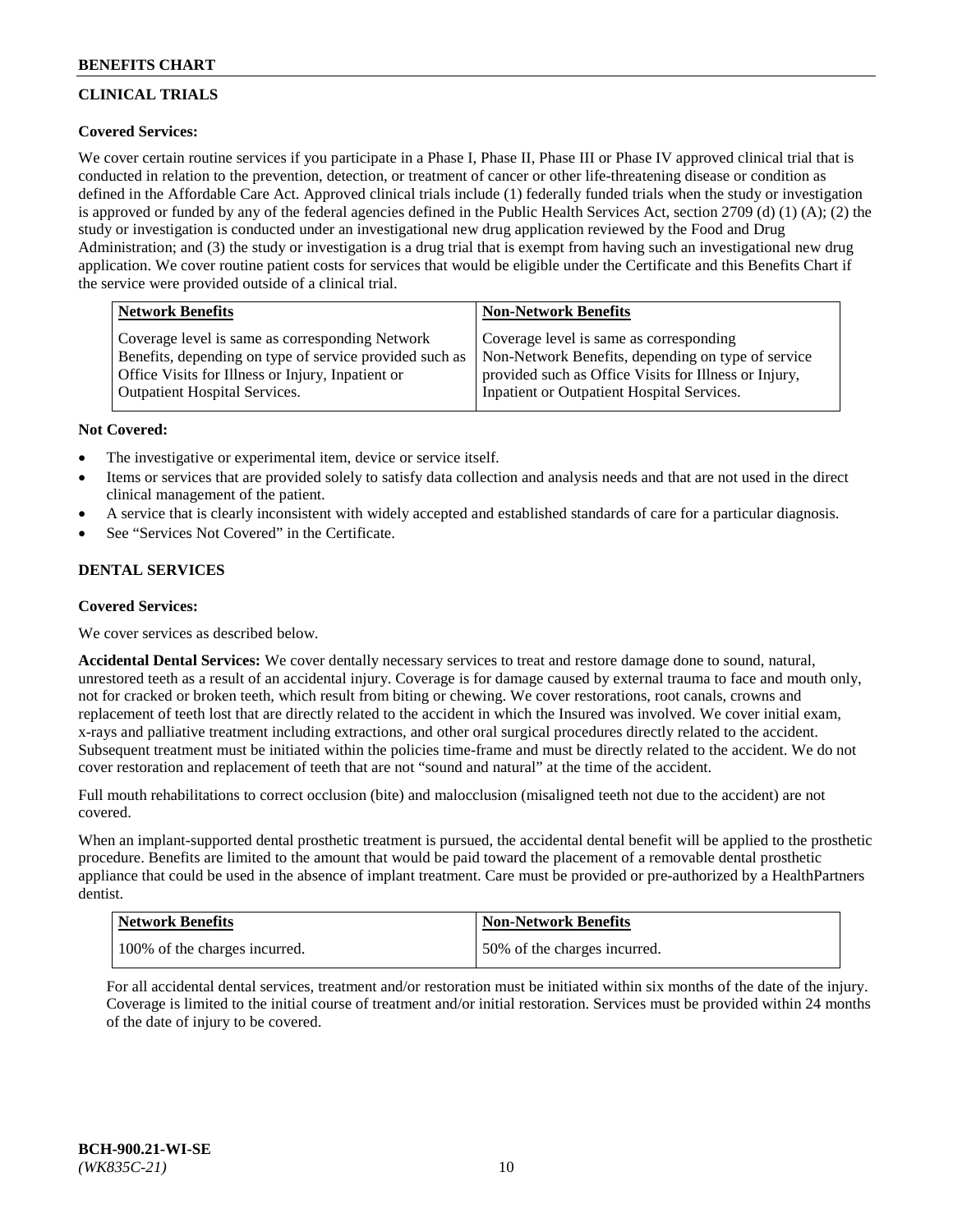## CLINICAL TRIALS

**Covered Services:**

We cover certain routine services if you participate in a Phase I, Phase II, Phase III or Phase IV approved clinical trial that is conducted in relation to the prevention, detection, or treatment of cancer or other life-threatening disease or condition as defined in the Affordable Care Act. Approved clinical trials include (1) federally funded trials when the study or investigation is approved or funded by any of the federal agencies defined in the Public Health Services Act, section 2709 (d) (1) (A); (2) the study or investigation is conducted under an investigational new drug application reviewed by the Food and Drug Administration; and (3) the study or investigation is a drug trial that is exempt from having such an investigational new drug application. We cover routine patient costs for services that would be eligible under the Certificate and this Benefits Chart if the service were provided outside of a clinical trial.

| Network Benefits | Non-Network Benefits |
| --- | --- |
| Coverage level is same as corresponding Network Benefits, depending on type of service provided such as Office Visits for Illness or Injury, Inpatient or Outpatient Hospital Services. | Coverage level is same as corresponding Non-Network Benefits, depending on type of service provided such as Office Visits for Illness or Injury, Inpatient or Outpatient Hospital Services. |

**Not Covered:**

- The investigative or experimental item, device or service itself.
- Items or services that are provided solely to satisfy data collection and analysis needs and that are not used in the direct clinical management of the patient.
- A service that is clearly inconsistent with widely accepted and established standards of care for a particular diagnosis.
- See "Services Not Covered" in the Certificate.

## DENTAL SERVICES

**Covered Services:**

We cover services as described below.

**Accidental Dental Services:** We cover dentally necessary services to treat and restore damage done to sound, natural, unrestored teeth as a result of an accidental injury. Coverage is for damage caused by external trauma to face and mouth only, not for cracked or broken teeth, which result from biting or chewing. We cover restorations, root canals, crowns and replacement of teeth lost that are directly related to the accident in which the Insured was involved. We cover initial exam, x-rays and palliative treatment including extractions, and other oral surgical procedures directly related to the accident. Subsequent treatment must be initiated within the policies time-frame and must be directly related to the accident. We do not cover restoration and replacement of teeth that are not "sound and natural" at the time of the accident.

Full mouth rehabilitations to correct occlusion (bite) and malocclusion (misaligned teeth not due to the accident) are not covered.

When an implant-supported dental prosthetic treatment is pursued, the accidental dental benefit will be applied to the prosthetic procedure. Benefits are limited to the amount that would be paid toward the placement of a removable dental prosthetic appliance that could be used in the absence of implant treatment. Care must be provided or pre-authorized by a HealthPartners dentist.

| Network Benefits | Non-Network Benefits |
| --- | --- |
| 100% of the charges incurred. | 50% of the charges incurred. |

For all accidental dental services, treatment and/or restoration must be initiated within six months of the date of the injury. Coverage is limited to the initial course of treatment and/or initial restoration. Services must be provided within 24 months of the date of injury to be covered.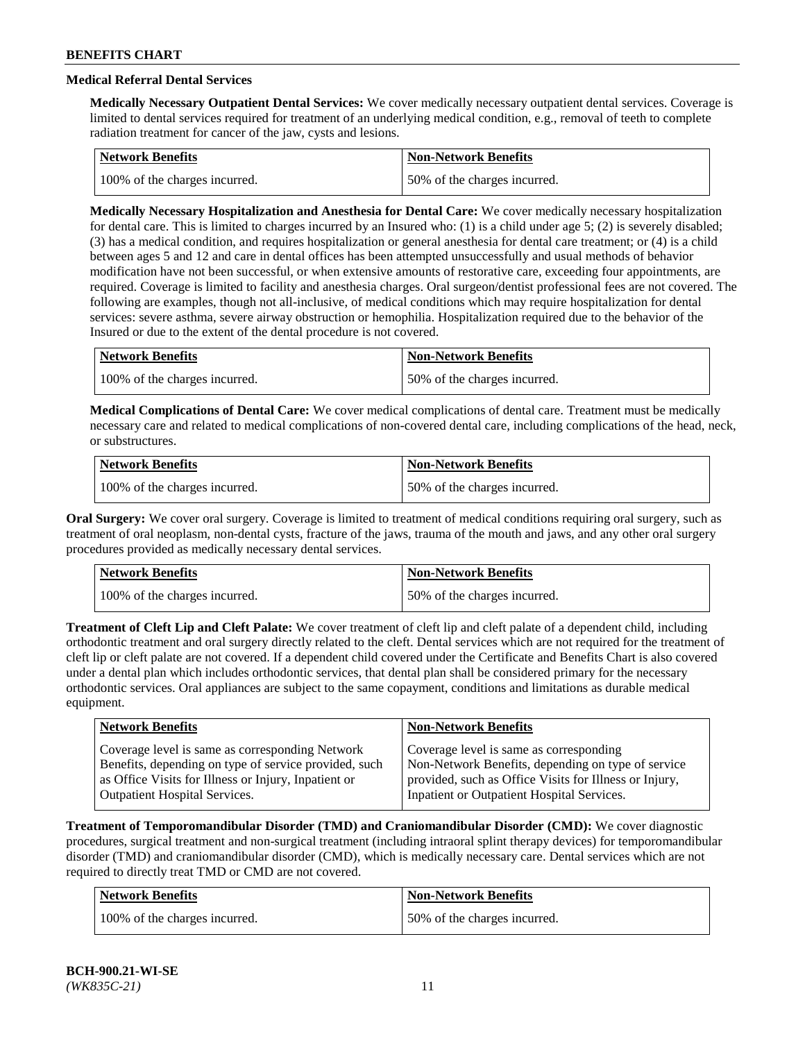### Medical Referral Dental Services

**Medically Necessary Outpatient Dental Services:** We cover medically necessary outpatient dental services. Coverage is limited to dental services required for treatment of an underlying medical condition, e.g., removal of teeth to complete radiation treatment for cancer of the jaw, cysts and lesions.

| Network Benefits | Non-Network Benefits |
|---|---|
| 100% of the charges incurred. | 50% of the charges incurred. |

**Medically Necessary Hospitalization and Anesthesia for Dental Care:** We cover medically necessary hospitalization for dental care. This is limited to charges incurred by an Insured who: (1) is a child under age 5; (2) is severely disabled; (3) has a medical condition, and requires hospitalization or general anesthesia for dental care treatment; or (4) is a child between ages 5 and 12 and care in dental offices has been attempted unsuccessfully and usual methods of behavior modification have not been successful, or when extensive amounts of restorative care, exceeding four appointments, are required. Coverage is limited to facility and anesthesia charges. Oral surgeon/dentist professional fees are not covered. The following are examples, though not all-inclusive, of medical conditions which may require hospitalization for dental services: severe asthma, severe airway obstruction or hemophilia. Hospitalization required due to the behavior of the Insured or due to the extent of the dental procedure is not covered.

| Network Benefits | Non-Network Benefits |
|---|---|
| 100% of the charges incurred. | 50% of the charges incurred. |

**Medical Complications of Dental Care:** We cover medical complications of dental care. Treatment must be medically necessary care and related to medical complications of non-covered dental care, including complications of the head, neck, or substructures.

| Network Benefits | Non-Network Benefits |
|---|---|
| 100% of the charges incurred. | 50% of the charges incurred. |

**Oral Surgery:** We cover oral surgery. Coverage is limited to treatment of medical conditions requiring oral surgery, such as treatment of oral neoplasm, non-dental cysts, fracture of the jaws, trauma of the mouth and jaws, and any other oral surgery procedures provided as medically necessary dental services.

| Network Benefits | Non-Network Benefits |
|---|---|
| 100% of the charges incurred. | 50% of the charges incurred. |

**Treatment of Cleft Lip and Cleft Palate:** We cover treatment of cleft lip and cleft palate of a dependent child, including orthodontic treatment and oral surgery directly related to the cleft. Dental services which are not required for the treatment of cleft lip or cleft palate are not covered. If a dependent child covered under the Certificate and Benefits Chart is also covered under a dental plan which includes orthodontic services, that dental plan shall be considered primary for the necessary orthodontic services. Oral appliances are subject to the same copayment, conditions and limitations as durable medical equipment.

| Network Benefits | Non-Network Benefits |
|---|---|
| Coverage level is same as corresponding Network Benefits, depending on type of service provided, such as Office Visits for Illness or Injury, Inpatient or Outpatient Hospital Services. | Coverage level is same as corresponding Non-Network Benefits, depending on type of service provided, such as Office Visits for Illness or Injury, Inpatient or Outpatient Hospital Services. |

**Treatment of Temporomandibular Disorder (TMD) and Craniomandibular Disorder (CMD):** We cover diagnostic procedures, surgical treatment and non-surgical treatment (including intraoral splint therapy devices) for temporomandibular disorder (TMD) and craniomandibular disorder (CMD), which is medically necessary care. Dental services which are not required to directly treat TMD or CMD are not covered.

| Network Benefits | Non-Network Benefits |
|---|---|
| 100% of the charges incurred. | 50% of the charges incurred. |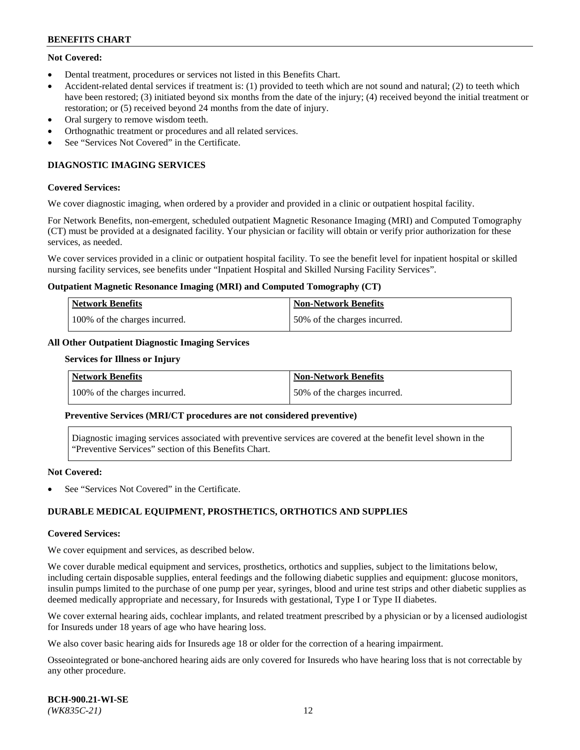**Not Covered:**

- Dental treatment, procedures or services not listed in this Benefits Chart.
- Accident-related dental services if treatment is: (1) provided to teeth which are not sound and natural; (2) to teeth which have been restored; (3) initiated beyond six months from the date of the injury; (4) received beyond the initial treatment or restoration; or (5) received beyond 24 months from the date of injury.
- Oral surgery to remove wisdom teeth.
- Orthognathic treatment or procedures and all related services.
- See "Services Not Covered" in the Certificate.

## DIAGNOSTIC IMAGING SERVICES

**Covered Services:**

We cover diagnostic imaging, when ordered by a provider and provided in a clinic or outpatient hospital facility.

For Network Benefits, non-emergent, scheduled outpatient Magnetic Resonance Imaging (MRI) and Computed Tomography (CT) must be provided at a designated facility. Your physician or facility will obtain or verify prior authorization for these services, as needed.

We cover services provided in a clinic or outpatient hospital facility. To see the benefit level for inpatient hospital or skilled nursing facility services, see benefits under "Inpatient Hospital and Skilled Nursing Facility Services".

**Outpatient Magnetic Resonance Imaging (MRI) and Computed Tomography (CT)**

| Network Benefits | Non-Network Benefits |
| --- | --- |
| 100% of the charges incurred. | 50% of the charges incurred. |

**All Other Outpatient Diagnostic Imaging Services**

**Services for Illness or Injury**

| Network Benefits | Non-Network Benefits |
| --- | --- |
| 100% of the charges incurred. | 50% of the charges incurred. |

**Preventive Services (MRI/CT procedures are not considered preventive)**

Diagnostic imaging services associated with preventive services are covered at the benefit level shown in the "Preventive Services" section of this Benefits Chart.

**Not Covered:**

- See "Services Not Covered" in the Certificate.

## DURABLE MEDICAL EQUIPMENT, PROSTHETICS, ORTHOTICS AND SUPPLIES

**Covered Services:**

We cover equipment and services, as described below.

We cover durable medical equipment and services, prosthetics, orthotics and supplies, subject to the limitations below, including certain disposable supplies, enteral feedings and the following diabetic supplies and equipment: glucose monitors, insulin pumps limited to the purchase of one pump per year, syringes, blood and urine test strips and other diabetic supplies as deemed medically appropriate and necessary, for Insureds with gestational, Type I or Type II diabetes.

We cover external hearing aids, cochlear implants, and related treatment prescribed by a physician or by a licensed audiologist for Insureds under 18 years of age who have hearing loss.

We also cover basic hearing aids for Insureds age 18 or older for the correction of a hearing impairment.

Osseointegrated or bone-anchored hearing aids are only covered for Insureds who have hearing loss that is not correctable by any other procedure.

BCH-900.21-WI-SE
*(WK835C-21)*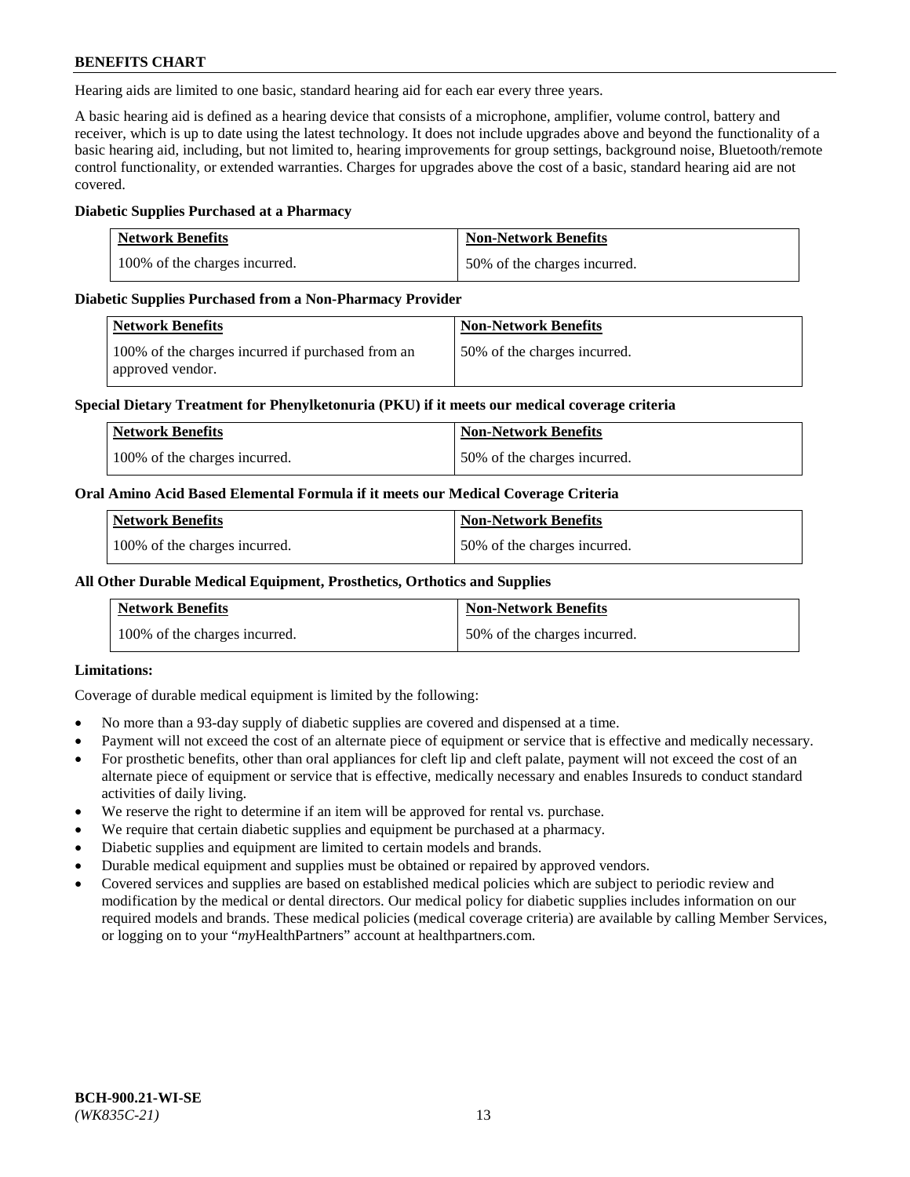Hearing aids are limited to one basic, standard hearing aid for each ear every three years.

A basic hearing aid is defined as a hearing device that consists of a microphone, amplifier, volume control, battery and receiver, which is up to date using the latest technology. It does not include upgrades above and beyond the functionality of a basic hearing aid, including, but not limited to, hearing improvements for group settings, background noise, Bluetooth/remote control functionality, or extended warranties. Charges for upgrades above the cost of a basic, standard hearing aid are not covered.

**Diabetic Supplies Purchased at a Pharmacy**

| Network Benefits | Non-Network Benefits |
|---|---|
| 100% of the charges incurred. | 50% of the charges incurred. |

**Diabetic Supplies Purchased from a Non-Pharmacy Provider**

| Network Benefits | Non-Network Benefits |
|---|---|
| 100% of the charges incurred if purchased from an approved vendor. | 50% of the charges incurred. |

**Special Dietary Treatment for Phenylketonuria (PKU) if it meets our medical coverage criteria**

| Network Benefits | Non-Network Benefits |
|---|---|
| 100% of the charges incurred. | 50% of the charges incurred. |

**Oral Amino Acid Based Elemental Formula if it meets our Medical Coverage Criteria**

| Network Benefits | Non-Network Benefits |
|---|---|
| 100% of the charges incurred. | 50% of the charges incurred. |

**All Other Durable Medical Equipment, Prosthetics, Orthotics and Supplies**

| Network Benefits | Non-Network Benefits |
|---|---|
| 100% of the charges incurred. | 50% of the charges incurred. |

**Limitations:**

Coverage of durable medical equipment is limited by the following:

- No more than a 93-day supply of diabetic supplies are covered and dispensed at a time.
- Payment will not exceed the cost of an alternate piece of equipment or service that is effective and medically necessary.
- For prosthetic benefits, other than oral appliances for cleft lip and cleft palate, payment will not exceed the cost of an alternate piece of equipment or service that is effective, medically necessary and enables Insureds to conduct standard activities of daily living.
- We reserve the right to determine if an item will be approved for rental vs. purchase.
- We require that certain diabetic supplies and equipment be purchased at a pharmacy.
- Diabetic supplies and equipment are limited to certain models and brands.
- Durable medical equipment and supplies must be obtained or repaired by approved vendors.
- Covered services and supplies are based on established medical policies which are subject to periodic review and modification by the medical or dental directors. Our medical policy for diabetic supplies includes information on our required models and brands. These medical policies (medical coverage criteria) are available by calling Member Services, or logging on to your "*my*HealthPartners" account at healthpartners.com.

**BCH-900.21-WI-SE**
*(WK835C-21)*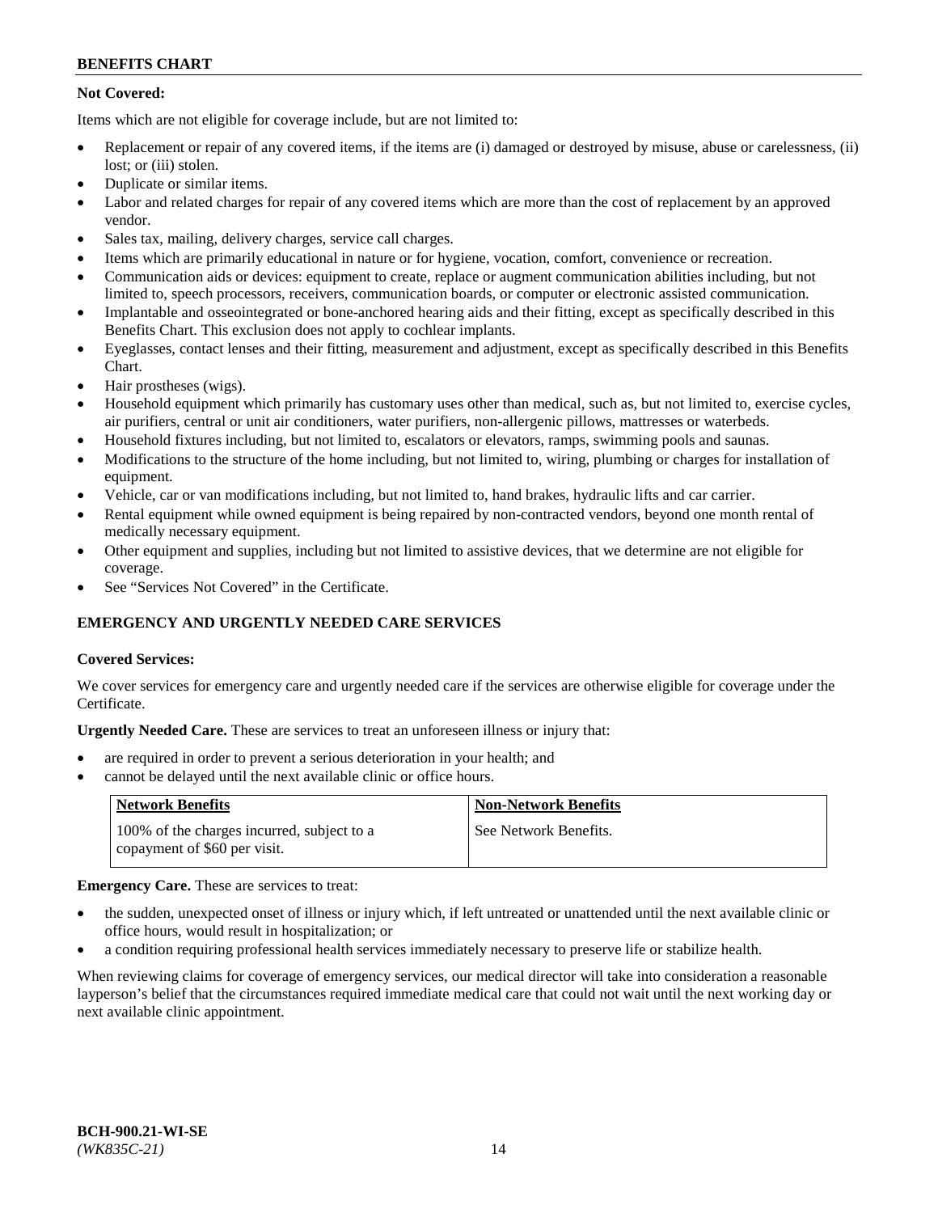**Not Covered:**

Items which are not eligible for coverage include, but are not limited to:

- Replacement or repair of any covered items, if the items are (i) damaged or destroyed by misuse, abuse or carelessness, (ii) lost; or (iii) stolen.
- Duplicate or similar items.
- Labor and related charges for repair of any covered items which are more than the cost of replacement by an approved vendor.
- Sales tax, mailing, delivery charges, service call charges.
- Items which are primarily educational in nature or for hygiene, vocation, comfort, convenience or recreation.
- Communication aids or devices: equipment to create, replace or augment communication abilities including, but not limited to, speech processors, receivers, communication boards, or computer or electronic assisted communication.
- Implantable and osseointegrated or bone-anchored hearing aids and their fitting, except as specifically described in this Benefits Chart. This exclusion does not apply to cochlear implants.
- Eyeglasses, contact lenses and their fitting, measurement and adjustment, except as specifically described in this Benefits Chart.
- Hair prostheses (wigs).
- Household equipment which primarily has customary uses other than medical, such as, but not limited to, exercise cycles, air purifiers, central or unit air conditioners, water purifiers, non-allergenic pillows, mattresses or waterbeds.
- Household fixtures including, but not limited to, escalators or elevators, ramps, swimming pools and saunas.
- Modifications to the structure of the home including, but not limited to, wiring, plumbing or charges for installation of equipment.
- Vehicle, car or van modifications including, but not limited to, hand brakes, hydraulic lifts and car carrier.
- Rental equipment while owned equipment is being repaired by non-contracted vendors, beyond one month rental of medically necessary equipment.
- Other equipment and supplies, including but not limited to assistive devices, that we determine are not eligible for coverage.
- See "Services Not Covered" in the Certificate.

## EMERGENCY AND URGENTLY NEEDED CARE SERVICES

**Covered Services:**

We cover services for emergency care and urgently needed care if the services are otherwise eligible for coverage under the Certificate.

**Urgently Needed Care.** These are services to treat an unforeseen illness or injury that:

- are required in order to prevent a serious deterioration in your health; and
- cannot be delayed until the next available clinic or office hours.

| Network Benefits | Non-Network Benefits |
|---|---|
| 100% of the charges incurred, subject to a copayment of $60 per visit. | See Network Benefits. |

**Emergency Care.** These are services to treat:

- the sudden, unexpected onset of illness or injury which, if left untreated or unattended until the next available clinic or office hours, would result in hospitalization; or
- a condition requiring professional health services immediately necessary to preserve life or stabilize health.

When reviewing claims for coverage of emergency services, our medical director will take into consideration a reasonable layperson's belief that the circumstances required immediate medical care that could not wait until the next working day or next available clinic appointment.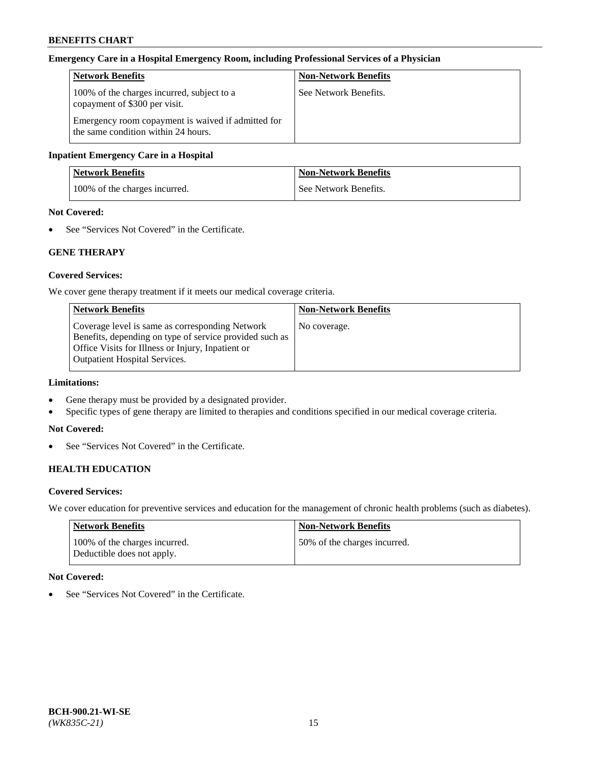### Emergency Care in a Hospital Emergency Room, including Professional Services of a Physician

| Network Benefits | Non-Network Benefits |
| --- | --- |
| 100% of the charges incurred, subject to a copayment of $300 per visit.<br><br>Emergency room copayment is waived if admitted for the same condition within 24 hours. | See Network Benefits. |

### Inpatient Emergency Care in a Hospital

| Network Benefits | Non-Network Benefits |
| --- | --- |
| 100% of the charges incurred. | See Network Benefits. |

**Not Covered:**

- See "Services Not Covered" in the Certificate.

## GENE THERAPY

**Covered Services:**

We cover gene therapy treatment if it meets our medical coverage criteria.

| Network Benefits | Non-Network Benefits |
| --- | --- |
| Coverage level is same as corresponding Network Benefits, depending on type of service provided such as Office Visits for Illness or Injury, Inpatient or Outpatient Hospital Services. | No coverage. |

**Limitations:**

- Gene therapy must be provided by a designated provider.
- Specific types of gene therapy are limited to therapies and conditions specified in our medical coverage criteria.

**Not Covered:**

- See "Services Not Covered" in the Certificate.

## HEALTH EDUCATION

**Covered Services:**

We cover education for preventive services and education for the management of chronic health problems (such as diabetes).

| Network Benefits | Non-Network Benefits |
| --- | --- |
| 100% of the charges incurred.<br>Deductible does not apply. | 50% of the charges incurred. |

**Not Covered:**

- See "Services Not Covered" in the Certificate.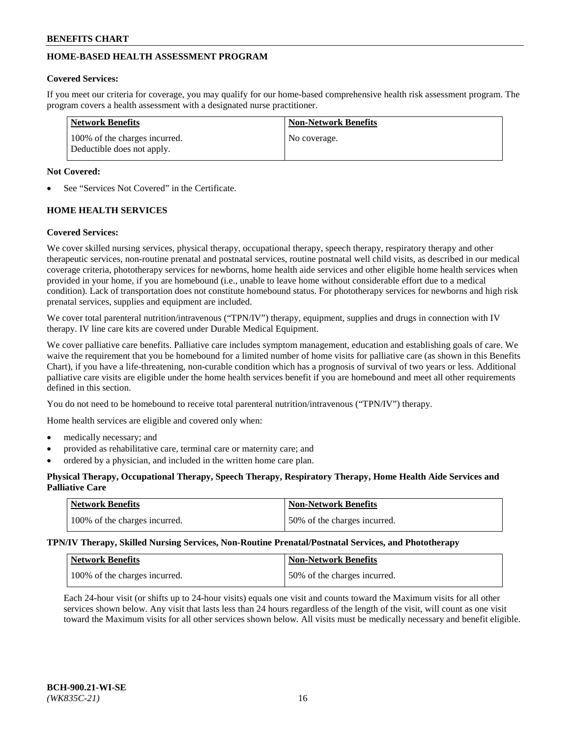## HOME-BASED HEALTH ASSESSMENT PROGRAM

**Covered Services:**

If you meet our criteria for coverage, you may qualify for our home-based comprehensive health risk assessment program. The program covers a health assessment with a designated nurse practitioner.

| Network Benefits | Non-Network Benefits |
|---|---|
| 100% of the charges incurred. Deductible does not apply. | No coverage. |

**Not Covered:**

- See "Services Not Covered" in the Certificate.

## HOME HEALTH SERVICES

**Covered Services:**

We cover skilled nursing services, physical therapy, occupational therapy, speech therapy, respiratory therapy and other therapeutic services, non-routine prenatal and postnatal services, routine postnatal well child visits, as described in our medical coverage criteria, phototherapy services for newborns, home health aide services and other eligible home health services when provided in your home, if you are homebound (i.e., unable to leave home without considerable effort due to a medical condition). Lack of transportation does not constitute homebound status. For phototherapy services for newborns and high risk prenatal services, supplies and equipment are included.

We cover total parenteral nutrition/intravenous ("TPN/IV") therapy, equipment, supplies and drugs in connection with IV therapy. IV line care kits are covered under Durable Medical Equipment.

We cover palliative care benefits. Palliative care includes symptom management, education and establishing goals of care. We waive the requirement that you be homebound for a limited number of home visits for palliative care (as shown in this Benefits Chart), if you have a life-threatening, non-curable condition which has a prognosis of survival of two years or less. Additional palliative care visits are eligible under the home health services benefit if you are homebound and meet all other requirements defined in this section.

You do not need to be homebound to receive total parenteral nutrition/intravenous ("TPN/IV") therapy.

Home health services are eligible and covered only when:

- medically necessary; and
- provided as rehabilitative care, terminal care or maternity care; and
- ordered by a physician, and included in the written home care plan.

**Physical Therapy, Occupational Therapy, Speech Therapy, Respiratory Therapy, Home Health Aide Services and Palliative Care**

| Network Benefits | Non-Network Benefits |
|---|---|
| 100% of the charges incurred. | 50% of the charges incurred. |

**TPN/IV Therapy, Skilled Nursing Services, Non-Routine Prenatal/Postnatal Services, and Phototherapy**

| Network Benefits | Non-Network Benefits |
|---|---|
| 100% of the charges incurred. | 50% of the charges incurred. |

Each 24-hour visit (or shifts up to 24-hour visits) equals one visit and counts toward the Maximum visits for all other services shown below. Any visit that lasts less than 24 hours regardless of the length of the visit, will count as one visit toward the Maximum visits for all other services shown below. All visits must be medically necessary and benefit eligible.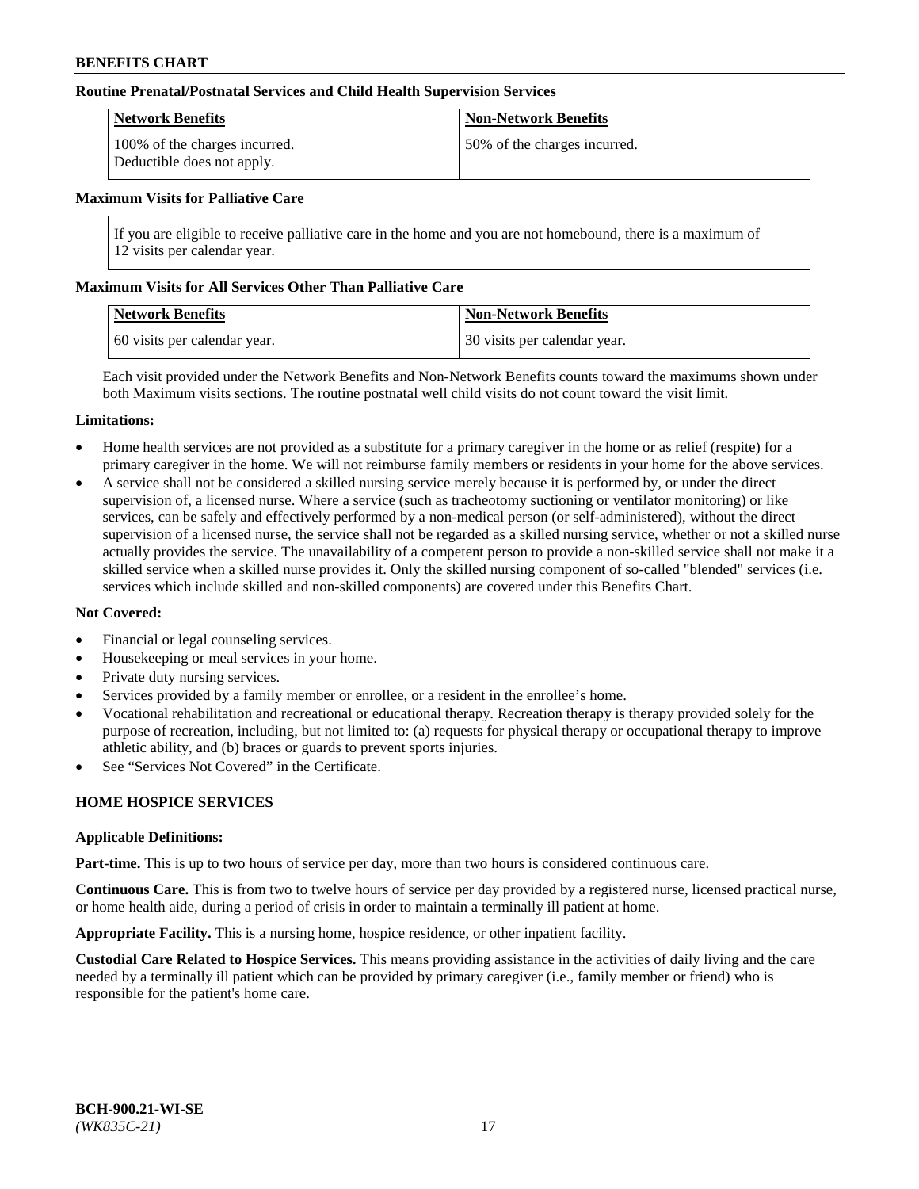#### Routine Prenatal/Postnatal Services and Child Health Supervision Services

| Network Benefits | Non-Network Benefits |
|---|---|
| 100% of the charges incurred. Deductible does not apply. | 50% of the charges incurred. |

#### Maximum Visits for Palliative Care

If you are eligible to receive palliative care in the home and you are not homebound, there is a maximum of 12 visits per calendar year.

#### Maximum Visits for All Services Other Than Palliative Care

| Network Benefits | Non-Network Benefits |
|---|---|
| 60 visits per calendar year. | 30 visits per calendar year. |

Each visit provided under the Network Benefits and Non-Network Benefits counts toward the maximums shown under both Maximum visits sections. The routine postnatal well child visits do not count toward the visit limit.

**Limitations:**

- Home health services are not provided as a substitute for a primary caregiver in the home or as relief (respite) for a primary caregiver in the home. We will not reimburse family members or residents in your home for the above services.
- A service shall not be considered a skilled nursing service merely because it is performed by, or under the direct supervision of, a licensed nurse. Where a service (such as tracheotomy suctioning or ventilator monitoring) or like services, can be safely and effectively performed by a non-medical person (or self-administered), without the direct supervision of a licensed nurse, the service shall not be regarded as a skilled nursing service, whether or not a skilled nurse actually provides the service. The unavailability of a competent person to provide a non-skilled service shall not make it a skilled service when a skilled nurse provides it. Only the skilled nursing component of so-called "blended" services (i.e. services which include skilled and non-skilled components) are covered under this Benefits Chart.

**Not Covered:**

- Financial or legal counseling services.
- Housekeeping or meal services in your home.
- Private duty nursing services.
- Services provided by a family member or enrollee, or a resident in the enrollee's home.
- Vocational rehabilitation and recreational or educational therapy. Recreation therapy is therapy provided solely for the purpose of recreation, including, but not limited to: (a) requests for physical therapy or occupational therapy to improve athletic ability, and (b) braces or guards to prevent sports injuries.
- See "Services Not Covered" in the Certificate.

### HOME HOSPICE SERVICES

**Applicable Definitions:**

**Part-time.** This is up to two hours of service per day, more than two hours is considered continuous care.

**Continuous Care.** This is from two to twelve hours of service per day provided by a registered nurse, licensed practical nurse, or home health aide, during a period of crisis in order to maintain a terminally ill patient at home.

**Appropriate Facility.** This is a nursing home, hospice residence, or other inpatient facility.

**Custodial Care Related to Hospice Services.** This means providing assistance in the activities of daily living and the care needed by a terminally ill patient which can be provided by primary caregiver (i.e., family member or friend) who is responsible for the patient's home care.

BCH-900.21-WI-SE
*(WK835C-21)*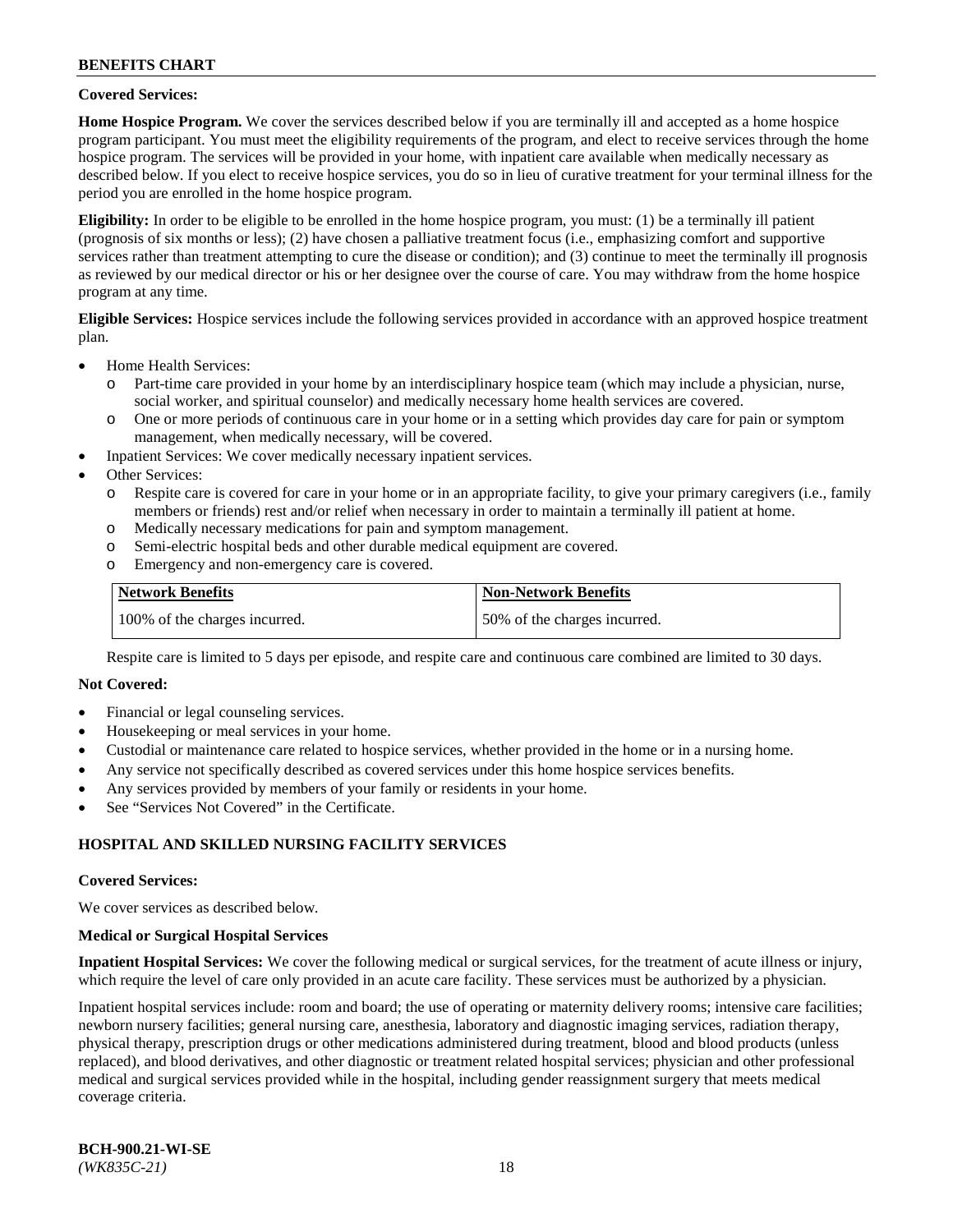**Covered Services:**

**Home Hospice Program.** We cover the services described below if you are terminally ill and accepted as a home hospice program participant. You must meet the eligibility requirements of the program, and elect to receive services through the home hospice program. The services will be provided in your home, with inpatient care available when medically necessary as described below. If you elect to receive hospice services, you do so in lieu of curative treatment for your terminal illness for the period you are enrolled in the home hospice program.

**Eligibility:** In order to be eligible to be enrolled in the home hospice program, you must: (1) be a terminally ill patient (prognosis of six months or less); (2) have chosen a palliative treatment focus (i.e., emphasizing comfort and supportive services rather than treatment attempting to cure the disease or condition); and (3) continue to meet the terminally ill prognosis as reviewed by our medical director or his or her designee over the course of care. You may withdraw from the home hospice program at any time.

**Eligible Services:** Hospice services include the following services provided in accordance with an approved hospice treatment plan.

- Home Health Services:
  - Part-time care provided in your home by an interdisciplinary hospice team (which may include a physician, nurse, social worker, and spiritual counselor) and medically necessary home health services are covered.
  - One or more periods of continuous care in your home or in a setting which provides day care for pain or symptom management, when medically necessary, will be covered.
- Inpatient Services: We cover medically necessary inpatient services.
- Other Services:
  - Respite care is covered for care in your home or in an appropriate facility, to give your primary caregivers (i.e., family members or friends) rest and/or relief when necessary in order to maintain a terminally ill patient at home.
  - Medically necessary medications for pain and symptom management.
  - Semi-electric hospital beds and other durable medical equipment are covered.
  - Emergency and non-emergency care is covered.

| Network Benefits | Non-Network Benefits |
| --- | --- |
| 100% of the charges incurred. | 50% of the charges incurred. |

Respite care is limited to 5 days per episode, and respite care and continuous care combined are limited to 30 days.

**Not Covered:**

- Financial or legal counseling services.
- Housekeeping or meal services in your home.
- Custodial or maintenance care related to hospice services, whether provided in the home or in a nursing home.
- Any service not specifically described as covered services under this home hospice services benefits.
- Any services provided by members of your family or residents in your home.
- See "Services Not Covered" in the Certificate.

## HOSPITAL AND SKILLED NURSING FACILITY SERVICES

**Covered Services:**

We cover services as described below.

**Medical or Surgical Hospital Services**

**Inpatient Hospital Services:** We cover the following medical or surgical services, for the treatment of acute illness or injury, which require the level of care only provided in an acute care facility. These services must be authorized by a physician.

Inpatient hospital services include: room and board; the use of operating or maternity delivery rooms; intensive care facilities; newborn nursery facilities; general nursing care, anesthesia, laboratory and diagnostic imaging services, radiation therapy, physical therapy, prescription drugs or other medications administered during treatment, blood and blood products (unless replaced), and blood derivatives, and other diagnostic or treatment related hospital services; physician and other professional medical and surgical services provided while in the hospital, including gender reassignment surgery that meets medical coverage criteria.

BCH-900.21-WI-SE
*(WK835C-21)*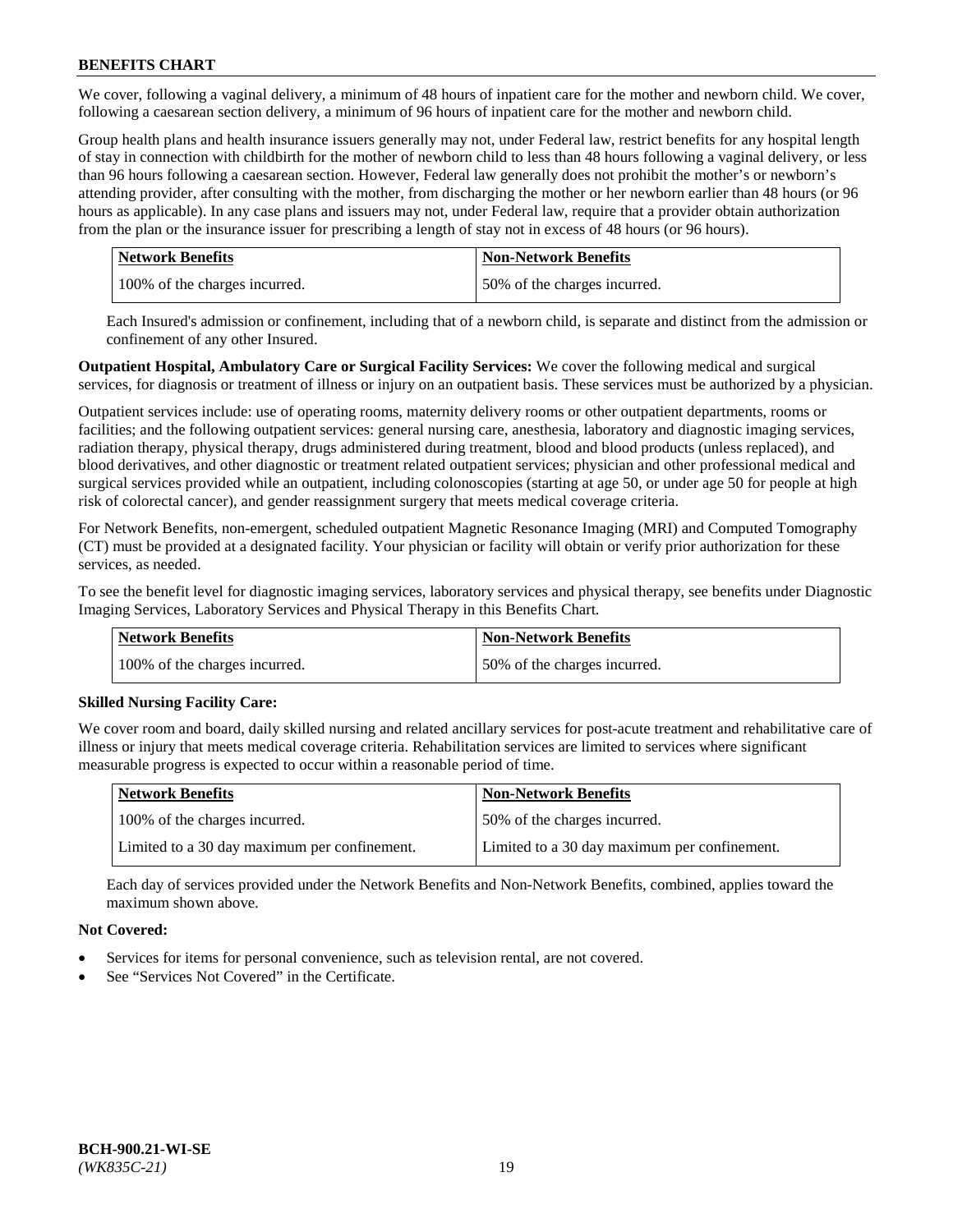We cover, following a vaginal delivery, a minimum of 48 hours of inpatient care for the mother and newborn child. We cover, following a caesarean section delivery, a minimum of 96 hours of inpatient care for the mother and newborn child.

Group health plans and health insurance issuers generally may not, under Federal law, restrict benefits for any hospital length of stay in connection with childbirth for the mother of newborn child to less than 48 hours following a vaginal delivery, or less than 96 hours following a caesarean section. However, Federal law generally does not prohibit the mother's or newborn's attending provider, after consulting with the mother, from discharging the mother or her newborn earlier than 48 hours (or 96 hours as applicable). In any case plans and issuers may not, under Federal law, require that a provider obtain authorization from the plan or the insurance issuer for prescribing a length of stay not in excess of 48 hours (or 96 hours).

| Network Benefits | Non-Network Benefits |
|---|---|
| 100% of the charges incurred. | 50% of the charges incurred. |

Each Insured's admission or confinement, including that of a newborn child, is separate and distinct from the admission or confinement of any other Insured.

**Outpatient Hospital, Ambulatory Care or Surgical Facility Services:** We cover the following medical and surgical services, for diagnosis or treatment of illness or injury on an outpatient basis. These services must be authorized by a physician.

Outpatient services include: use of operating rooms, maternity delivery rooms or other outpatient departments, rooms or facilities; and the following outpatient services: general nursing care, anesthesia, laboratory and diagnostic imaging services, radiation therapy, physical therapy, drugs administered during treatment, blood and blood products (unless replaced), and blood derivatives, and other diagnostic or treatment related outpatient services; physician and other professional medical and surgical services provided while an outpatient, including colonoscopies (starting at age 50, or under age 50 for people at high risk of colorectal cancer), and gender reassignment surgery that meets medical coverage criteria.

For Network Benefits, non-emergent, scheduled outpatient Magnetic Resonance Imaging (MRI) and Computed Tomography (CT) must be provided at a designated facility. Your physician or facility will obtain or verify prior authorization for these services, as needed.

To see the benefit level for diagnostic imaging services, laboratory services and physical therapy, see benefits under Diagnostic Imaging Services, Laboratory Services and Physical Therapy in this Benefits Chart.

| Network Benefits | Non-Network Benefits |
|---|---|
| 100% of the charges incurred. | 50% of the charges incurred. |

**Skilled Nursing Facility Care:**

We cover room and board, daily skilled nursing and related ancillary services for post-acute treatment and rehabilitative care of illness or injury that meets medical coverage criteria. Rehabilitation services are limited to services where significant measurable progress is expected to occur within a reasonable period of time.

| Network Benefits | Non-Network Benefits |
|---|---|
| 100% of the charges incurred. | 50% of the charges incurred. |
| Limited to a 30 day maximum per confinement. | Limited to a 30 day maximum per confinement. |

Each day of services provided under the Network Benefits and Non-Network Benefits, combined, applies toward the maximum shown above.

**Not Covered:**

- Services for items for personal convenience, such as television rental, are not covered.
- See "Services Not Covered" in the Certificate.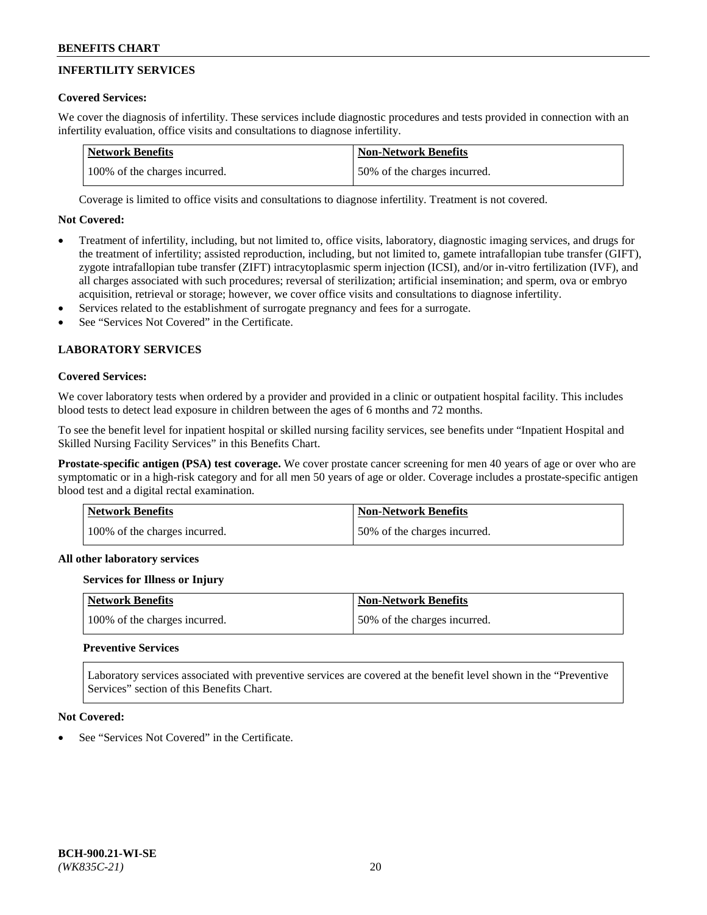## INFERTILITY SERVICES

**Covered Services:**

We cover the diagnosis of infertility. These services include diagnostic procedures and tests provided in connection with an infertility evaluation, office visits and consultations to diagnose infertility.

| Network Benefits | Non-Network Benefits |
|---|---|
| 100% of the charges incurred. | 50% of the charges incurred. |

Coverage is limited to office visits and consultations to diagnose infertility. Treatment is not covered.

**Not Covered:**

- Treatment of infertility, including, but not limited to, office visits, laboratory, diagnostic imaging services, and drugs for the treatment of infertility; assisted reproduction, including, but not limited to, gamete intrafallopian tube transfer (GIFT), zygote intrafallopian tube transfer (ZIFT) intracytoplasmic sperm injection (ICSI), and/or in-vitro fertilization (IVF), and all charges associated with such procedures; reversal of sterilization; artificial insemination; and sperm, ova or embryo acquisition, retrieval or storage; however, we cover office visits and consultations to diagnose infertility.
- Services related to the establishment of surrogate pregnancy and fees for a surrogate.
- See "Services Not Covered" in the Certificate.

## LABORATORY SERVICES

**Covered Services:**

We cover laboratory tests when ordered by a provider and provided in a clinic or outpatient hospital facility. This includes blood tests to detect lead exposure in children between the ages of 6 months and 72 months.

To see the benefit level for inpatient hospital or skilled nursing facility services, see benefits under "Inpatient Hospital and Skilled Nursing Facility Services" in this Benefits Chart.

**Prostate-specific antigen (PSA) test coverage.** We cover prostate cancer screening for men 40 years of age or over who are symptomatic or in a high-risk category and for all men 50 years of age or older. Coverage includes a prostate-specific antigen blood test and a digital rectal examination.

| Network Benefits | Non-Network Benefits |
|---|---|
| 100% of the charges incurred. | 50% of the charges incurred. |

**All other laboratory services**

**Services for Illness or Injury**

| Network Benefits | Non-Network Benefits |
|---|---|
| 100% of the charges incurred. | 50% of the charges incurred. |

**Preventive Services**

Laboratory services associated with preventive services are covered at the benefit level shown in the "Preventive Services" section of this Benefits Chart.

**Not Covered:**

- See "Services Not Covered" in the Certificate.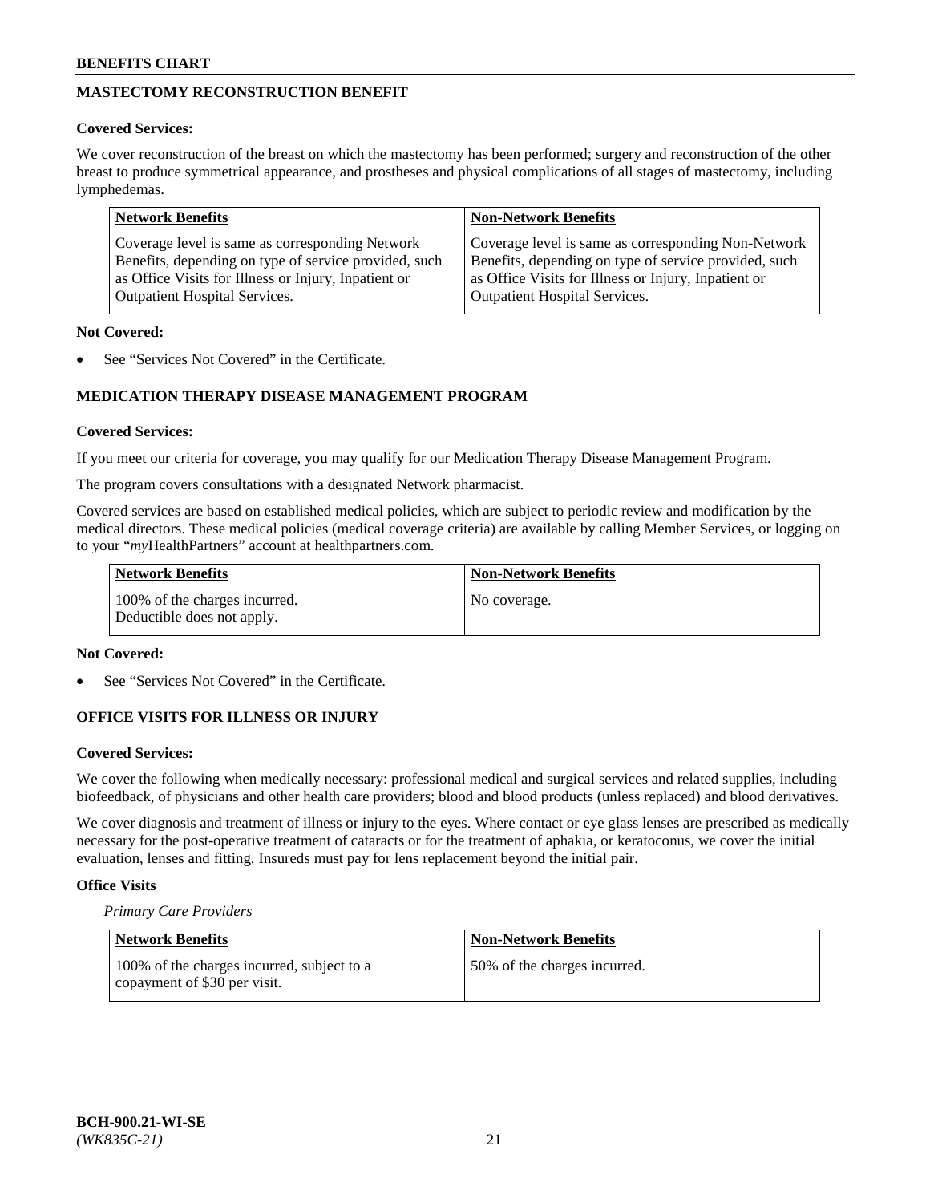## MASTECTOMY RECONSTRUCTION BENEFIT

**Covered Services:**

We cover reconstruction of the breast on which the mastectomy has been performed; surgery and reconstruction of the other breast to produce symmetrical appearance, and prostheses and physical complications of all stages of mastectomy, including lymphedemas.

| Network Benefits | Non-Network Benefits |
|---|---|
| Coverage level is same as corresponding Network Benefits, depending on type of service provided, such as Office Visits for Illness or Injury, Inpatient or Outpatient Hospital Services. | Coverage level is same as corresponding Non-Network Benefits, depending on type of service provided, such as Office Visits for Illness or Injury, Inpatient or Outpatient Hospital Services. |

**Not Covered:**

- See "Services Not Covered" in the Certificate.

## MEDICATION THERAPY DISEASE MANAGEMENT PROGRAM

**Covered Services:**

If you meet our criteria for coverage, you may qualify for our Medication Therapy Disease Management Program.

The program covers consultations with a designated Network pharmacist.

Covered services are based on established medical policies, which are subject to periodic review and modification by the medical directors. These medical policies (medical coverage criteria) are available by calling Member Services, or logging on to your "*my*HealthPartners" account at healthpartners.com.

| Network Benefits | Non-Network Benefits |
|---|---|
| 100% of the charges incurred. Deductible does not apply. | No coverage. |

**Not Covered:**

- See "Services Not Covered" in the Certificate.

## OFFICE VISITS FOR ILLNESS OR INJURY

**Covered Services:**

We cover the following when medically necessary: professional medical and surgical services and related supplies, including biofeedback, of physicians and other health care providers; blood and blood products (unless replaced) and blood derivatives.

We cover diagnosis and treatment of illness or injury to the eyes. Where contact or eye glass lenses are prescribed as medically necessary for the post-operative treatment of cataracts or for the treatment of aphakia, or keratoconus, we cover the initial evaluation, lenses and fitting. Insureds must pay for lens replacement beyond the initial pair.

**Office Visits**

*Primary Care Providers*

| Network Benefits | Non-Network Benefits |
|---|---|
| 100% of the charges incurred, subject to a copayment of $30 per visit. | 50% of the charges incurred. |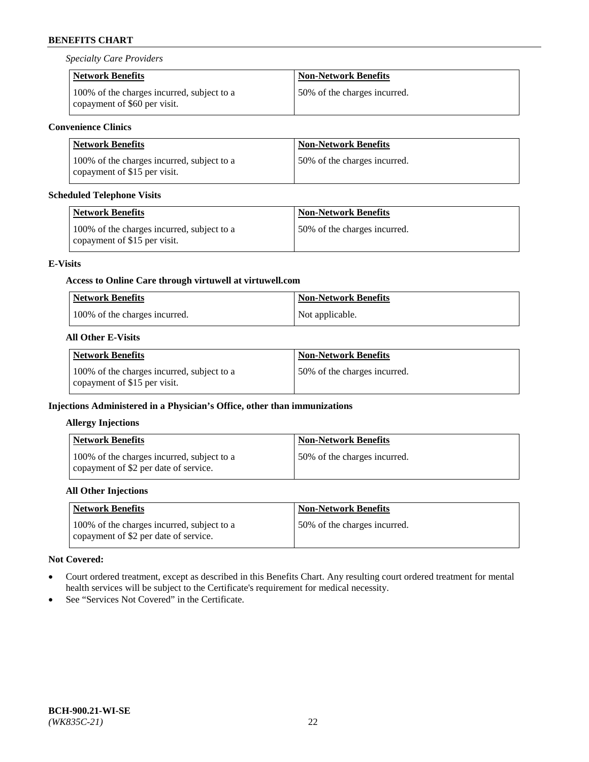*Specialty Care Providers*

| Network Benefits | Non-Network Benefits |
| --- | --- |
| 100% of the charges incurred, subject to a copayment of $60 per visit. | 50% of the charges incurred. |

**Convenience Clinics**

| Network Benefits | Non-Network Benefits |
| --- | --- |
| 100% of the charges incurred, subject to a copayment of $15 per visit. | 50% of the charges incurred. |

**Scheduled Telephone Visits**

| Network Benefits | Non-Network Benefits |
| --- | --- |
| 100% of the charges incurred, subject to a copayment of $15 per visit. | 50% of the charges incurred. |

**E-Visits**

**Access to Online Care through virtuwell at virtuwell.com**

| Network Benefits | Non-Network Benefits |
| --- | --- |
| 100% of the charges incurred. | Not applicable. |

**All Other E-Visits**

| Network Benefits | Non-Network Benefits |
| --- | --- |
| 100% of the charges incurred, subject to a copayment of $15 per visit. | 50% of the charges incurred. |

**Injections Administered in a Physician's Office, other than immunizations**

**Allergy Injections**

| Network Benefits | Non-Network Benefits |
| --- | --- |
| 100% of the charges incurred, subject to a copayment of $2 per date of service. | 50% of the charges incurred. |

**All Other Injections**

| Network Benefits | Non-Network Benefits |
| --- | --- |
| 100% of the charges incurred, subject to a copayment of $2 per date of service. | 50% of the charges incurred. |

**Not Covered:**

- Court ordered treatment, except as described in this Benefits Chart. Any resulting court ordered treatment for mental health services will be subject to the Certificate's requirement for medical necessity.
- See "Services Not Covered" in the Certificate.

**BCH-900.21-WI-SE**
*(WK835C-21)*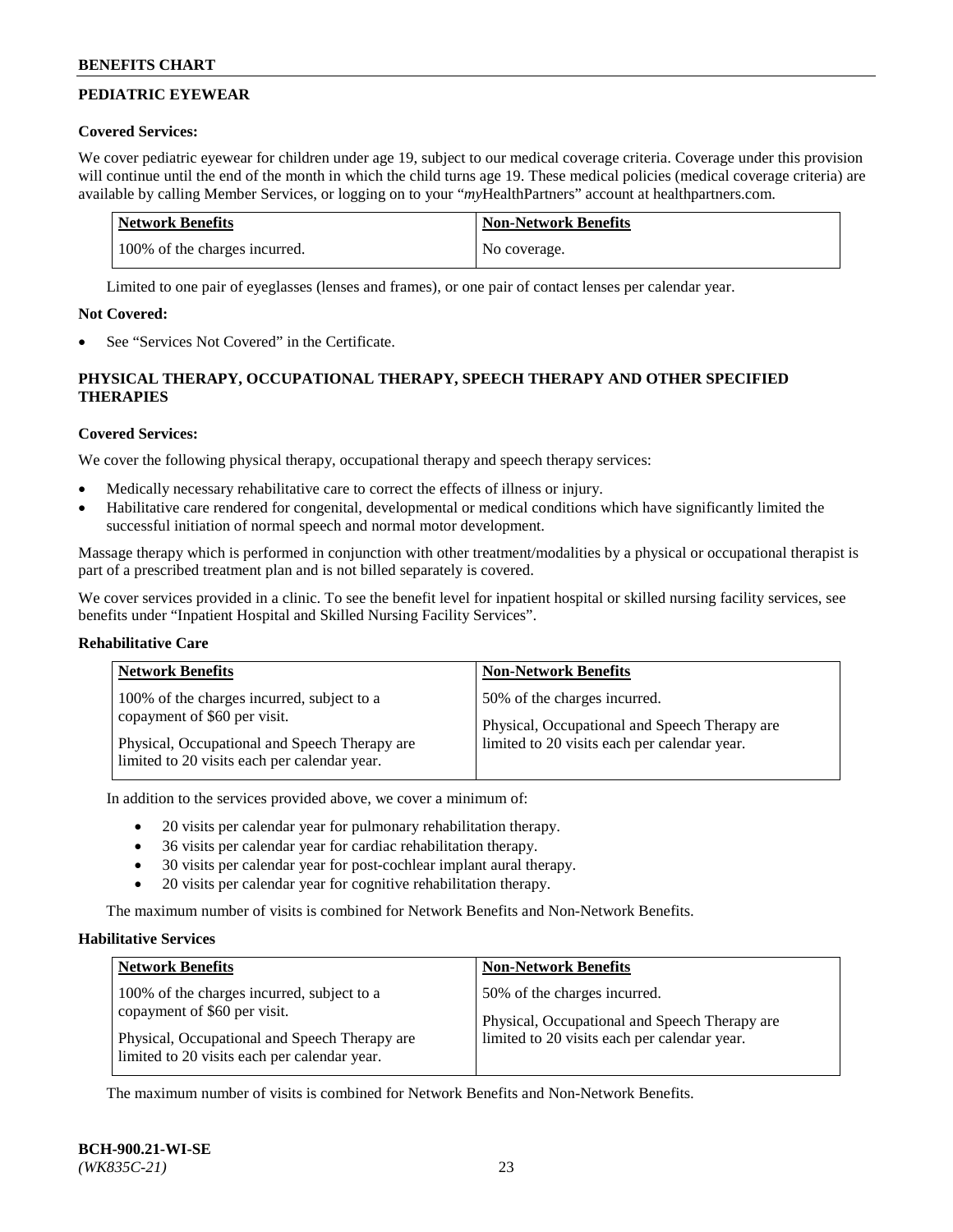## PEDIATRIC EYEWEAR

**Covered Services:**

We cover pediatric eyewear for children under age 19, subject to our medical coverage criteria. Coverage under this provision will continue until the end of the month in which the child turns age 19. These medical policies (medical coverage criteria) are available by calling Member Services, or logging on to your "*my*HealthPartners" account at healthpartners.com.

| Network Benefits | Non-Network Benefits |
|---|---|
| 100% of the charges incurred. | No coverage. |

Limited to one pair of eyeglasses (lenses and frames), or one pair of contact lenses per calendar year.

**Not Covered:**

- See "Services Not Covered" in the Certificate.

## PHYSICAL THERAPY, OCCUPATIONAL THERAPY, SPEECH THERAPY AND OTHER SPECIFIED THERAPIES

**Covered Services:**

We cover the following physical therapy, occupational therapy and speech therapy services:

- Medically necessary rehabilitative care to correct the effects of illness or injury.
- Habilitative care rendered for congenital, developmental or medical conditions which have significantly limited the successful initiation of normal speech and normal motor development.

Massage therapy which is performed in conjunction with other treatment/modalities by a physical or occupational therapist is part of a prescribed treatment plan and is not billed separately is covered.

We cover services provided in a clinic. To see the benefit level for inpatient hospital or skilled nursing facility services, see benefits under "Inpatient Hospital and Skilled Nursing Facility Services".

**Rehabilitative Care**

| Network Benefits | Non-Network Benefits |
|---|---|
| 100% of the charges incurred, subject to a copayment of $60 per visit.<br><br>Physical, Occupational and Speech Therapy are limited to 20 visits each per calendar year. | 50% of the charges incurred.<br><br>Physical, Occupational and Speech Therapy are limited to 20 visits each per calendar year. |

In addition to the services provided above, we cover a minimum of:

- 20 visits per calendar year for pulmonary rehabilitation therapy.
- 36 visits per calendar year for cardiac rehabilitation therapy.
- 30 visits per calendar year for post-cochlear implant aural therapy.
- 20 visits per calendar year for cognitive rehabilitation therapy.

The maximum number of visits is combined for Network Benefits and Non-Network Benefits.

**Habilitative Services**

| Network Benefits | Non-Network Benefits |
|---|---|
| 100% of the charges incurred, subject to a copayment of $60 per visit.<br><br>Physical, Occupational and Speech Therapy are limited to 20 visits each per calendar year. | 50% of the charges incurred.<br><br>Physical, Occupational and Speech Therapy are limited to 20 visits each per calendar year. |

The maximum number of visits is combined for Network Benefits and Non-Network Benefits.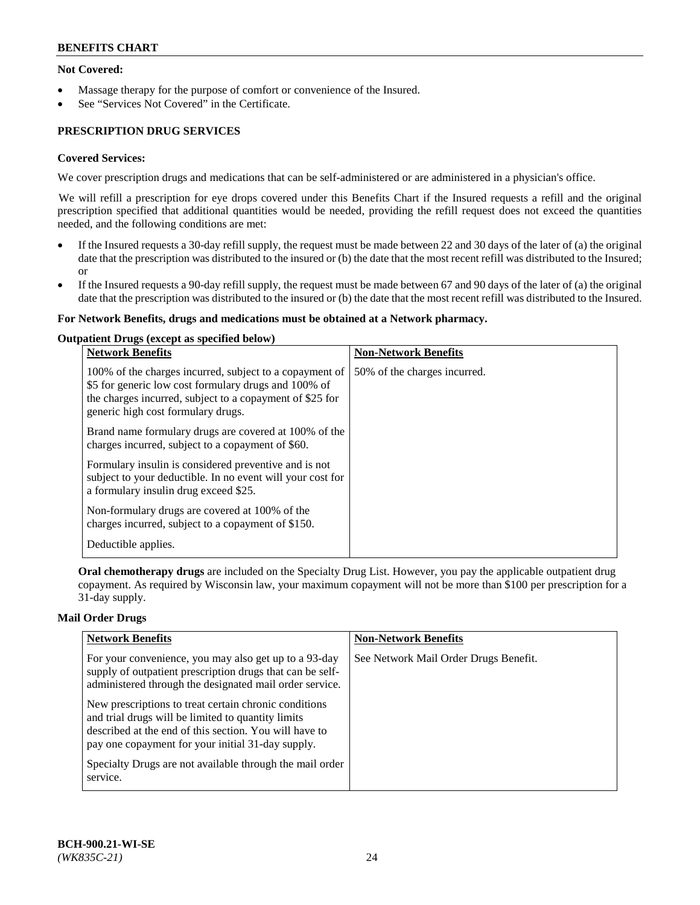**Not Covered:**

- Massage therapy for the purpose of comfort or convenience of the Insured.
- See "Services Not Covered" in the Certificate.

## PRESCRIPTION DRUG SERVICES

**Covered Services:**

We cover prescription drugs and medications that can be self-administered or are administered in a physician's office.

We will refill a prescription for eye drops covered under this Benefits Chart if the Insured requests a refill and the original prescription specified that additional quantities would be needed, providing the refill request does not exceed the quantities needed, and the following conditions are met:

- If the Insured requests a 30-day refill supply, the request must be made between 22 and 30 days of the later of (a) the original date that the prescription was distributed to the insured or (b) the date that the most recent refill was distributed to the Insured; or
- If the Insured requests a 90-day refill supply, the request must be made between 67 and 90 days of the later of (a) the original date that the prescription was distributed to the insured or (b) the date that the most recent refill was distributed to the Insured.

**For Network Benefits, drugs and medications must be obtained at a Network pharmacy.**

**Outpatient Drugs (except as specified below)**

| Network Benefits | Non-Network Benefits |
|---|---|
| 100% of the charges incurred, subject to a copayment of \$5 for generic low cost formulary drugs and 100% of the charges incurred, subject to a copayment of \$25 for generic high cost formulary drugs.<br><br>Brand name formulary drugs are covered at 100% of the charges incurred, subject to a copayment of \$60.<br><br>Formulary insulin is considered preventive and is not subject to your deductible. In no event will your cost for a formulary insulin drug exceed \$25.<br><br>Non-formulary drugs are covered at 100% of the charges incurred, subject to a copayment of \$150.<br><br>Deductible applies. | 50% of the charges incurred. |

**Oral chemotherapy drugs** are included on the Specialty Drug List. However, you pay the applicable outpatient drug copayment. As required by Wisconsin law, your maximum copayment will not be more than \$100 per prescription for a 31-day supply.

**Mail Order Drugs**

| Network Benefits | Non-Network Benefits |
|---|---|
| For your convenience, you may also get up to a 93-day supply of outpatient prescription drugs that can be self-administered through the designated mail order service.<br><br>New prescriptions to treat certain chronic conditions and trial drugs will be limited to quantity limits described at the end of this section. You will have to pay one copayment for your initial 31-day supply.<br><br>Specialty Drugs are not available through the mail order service. | See Network Mail Order Drugs Benefit. |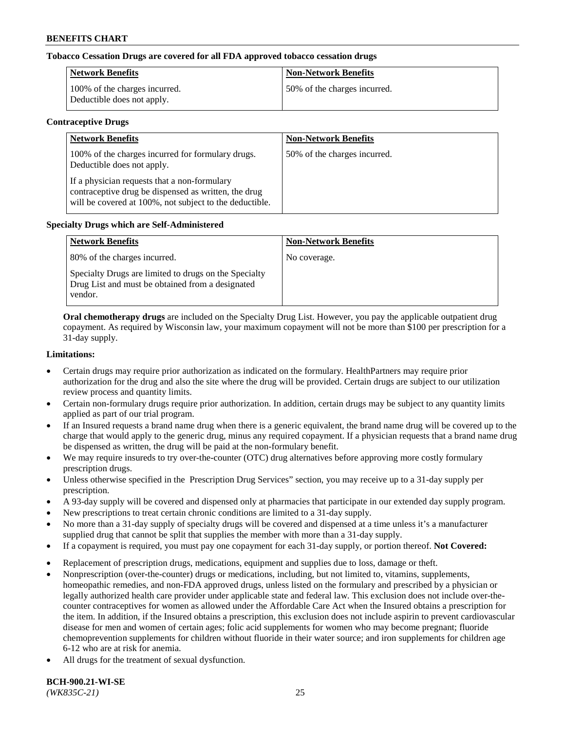**Tobacco Cessation Drugs are covered for all FDA approved tobacco cessation drugs**

| Network Benefits | Non-Network Benefits |
| --- | --- |
| 100% of the charges incurred. Deductible does not apply. | 50% of the charges incurred. |

**Contraceptive Drugs**

| Network Benefits | Non-Network Benefits |
| --- | --- |
| 100% of the charges incurred for formulary drugs. Deductible does not apply.<br><br>If a physician requests that a non-formulary contraceptive drug be dispensed as written, the drug will be covered at 100%, not subject to the deductible. | 50% of the charges incurred. |

**Specialty Drugs which are Self-Administered**

| Network Benefits | Non-Network Benefits |
| --- | --- |
| 80% of the charges incurred.<br><br>Specialty Drugs are limited to drugs on the Specialty Drug List and must be obtained from a designated vendor. | No coverage. |

**Oral chemotherapy drugs** are included on the Specialty Drug List. However, you pay the applicable outpatient drug copayment. As required by Wisconsin law, your maximum copayment will not be more than $100 per prescription for a 31-day supply.

**Limitations:**

- Certain drugs may require prior authorization as indicated on the formulary. HealthPartners may require prior authorization for the drug and also the site where the drug will be provided. Certain drugs are subject to our utilization review process and quantity limits.
- Certain non-formulary drugs require prior authorization. In addition, certain drugs may be subject to any quantity limits applied as part of our trial program.
- If an Insured requests a brand name drug when there is a generic equivalent, the brand name drug will be covered up to the charge that would apply to the generic drug, minus any required copayment. If a physician requests that a brand name drug be dispensed as written, the drug will be paid at the non-formulary benefit.
- We may require insureds to try over-the-counter (OTC) drug alternatives before approving more costly formulary prescription drugs.
- Unless otherwise specified in the Prescription Drug Services" section, you may receive up to a 31-day supply per prescription.
- A 93-day supply will be covered and dispensed only at pharmacies that participate in our extended day supply program.
- New prescriptions to treat certain chronic conditions are limited to a 31-day supply.
- No more than a 31-day supply of specialty drugs will be covered and dispensed at a time unless it's a manufacturer supplied drug that cannot be split that supplies the member with more than a 31-day supply.
- If a copayment is required, you must pay one copayment for each 31-day supply, or portion thereof. **Not Covered:**
- Replacement of prescription drugs, medications, equipment and supplies due to loss, damage or theft.
- Nonprescription (over-the-counter) drugs or medications, including, but not limited to, vitamins, supplements, homeopathic remedies, and non-FDA approved drugs, unless listed on the formulary and prescribed by a physician or legally authorized health care provider under applicable state and federal law. This exclusion does not include over-the-counter contraceptives for women as allowed under the Affordable Care Act when the Insured obtains a prescription for the item. In addition, if the Insured obtains a prescription, this exclusion does not include aspirin to prevent cardiovascular disease for men and women of certain ages; folic acid supplements for women who may become pregnant; fluoride chemoprevention supplements for children without fluoride in their water source; and iron supplements for children age 6-12 who are at risk for anemia.
- All drugs for the treatment of sexual dysfunction.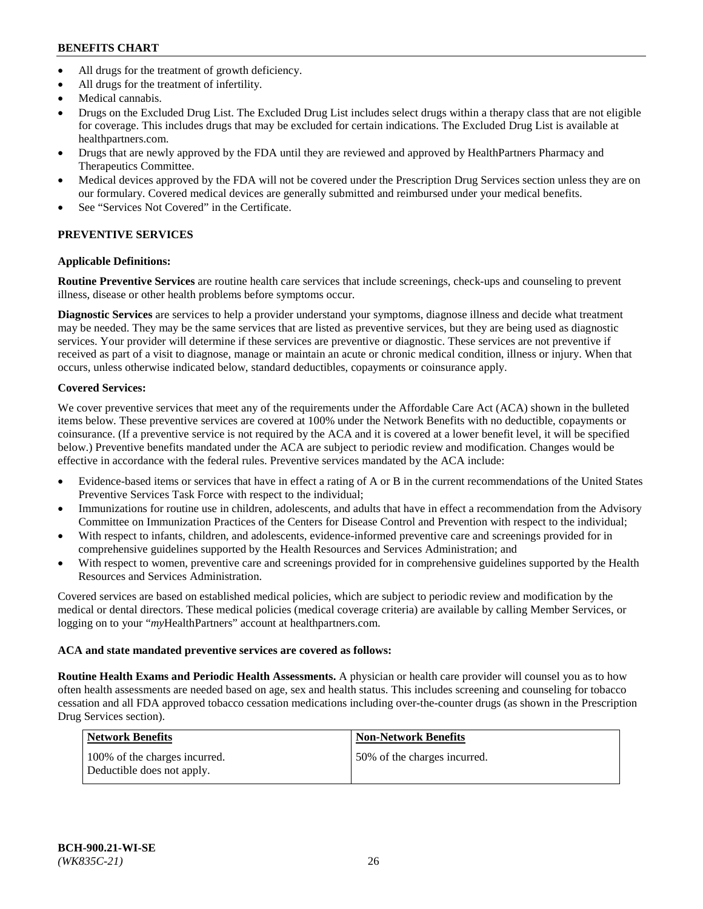- All drugs for the treatment of growth deficiency.
- All drugs for the treatment of infertility.
- Medical cannabis.
- Drugs on the Excluded Drug List. The Excluded Drug List includes select drugs within a therapy class that are not eligible for coverage. This includes drugs that may be excluded for certain indications. The Excluded Drug List is available at healthpartners.com.
- Drugs that are newly approved by the FDA until they are reviewed and approved by HealthPartners Pharmacy and Therapeutics Committee.
- Medical devices approved by the FDA will not be covered under the Prescription Drug Services section unless they are on our formulary. Covered medical devices are generally submitted and reimbursed under your medical benefits.
- See "Services Not Covered" in the Certificate.

## PREVENTIVE SERVICES

### Applicable Definitions:

**Routine Preventive Services** are routine health care services that include screenings, check-ups and counseling to prevent illness, disease or other health problems before symptoms occur.

**Diagnostic Services** are services to help a provider understand your symptoms, diagnose illness and decide what treatment may be needed. They may be the same services that are listed as preventive services, but they are being used as diagnostic services. Your provider will determine if these services are preventive or diagnostic. These services are not preventive if received as part of a visit to diagnose, manage or maintain an acute or chronic medical condition, illness or injury. When that occurs, unless otherwise indicated below, standard deductibles, copayments or coinsurance apply.

### Covered Services:

We cover preventive services that meet any of the requirements under the Affordable Care Act (ACA) shown in the bulleted items below. These preventive services are covered at 100% under the Network Benefits with no deductible, copayments or coinsurance. (If a preventive service is not required by the ACA and it is covered at a lower benefit level, it will be specified below.) Preventive benefits mandated under the ACA are subject to periodic review and modification. Changes would be effective in accordance with the federal rules. Preventive services mandated by the ACA include:

- Evidence-based items or services that have in effect a rating of A or B in the current recommendations of the United States Preventive Services Task Force with respect to the individual;
- Immunizations for routine use in children, adolescents, and adults that have in effect a recommendation from the Advisory Committee on Immunization Practices of the Centers for Disease Control and Prevention with respect to the individual;
- With respect to infants, children, and adolescents, evidence-informed preventive care and screenings provided for in comprehensive guidelines supported by the Health Resources and Services Administration; and
- With respect to women, preventive care and screenings provided for in comprehensive guidelines supported by the Health Resources and Services Administration.

Covered services are based on established medical policies, which are subject to periodic review and modification by the medical or dental directors. These medical policies (medical coverage criteria) are available by calling Member Services, or logging on to your "*my*HealthPartners" account at healthpartners.com.

### ACA and state mandated preventive services are covered as follows:

**Routine Health Exams and Periodic Health Assessments.** A physician or health care provider will counsel you as to how often health assessments are needed based on age, sex and health status. This includes screening and counseling for tobacco cessation and all FDA approved tobacco cessation medications including over-the-counter drugs (as shown in the Prescription Drug Services section).

| Network Benefits | Non-Network Benefits |
|---|---|
| 100% of the charges incurred. Deductible does not apply. | 50% of the charges incurred. |

BCH-900.21-WI-SE
*(WK835C-21)*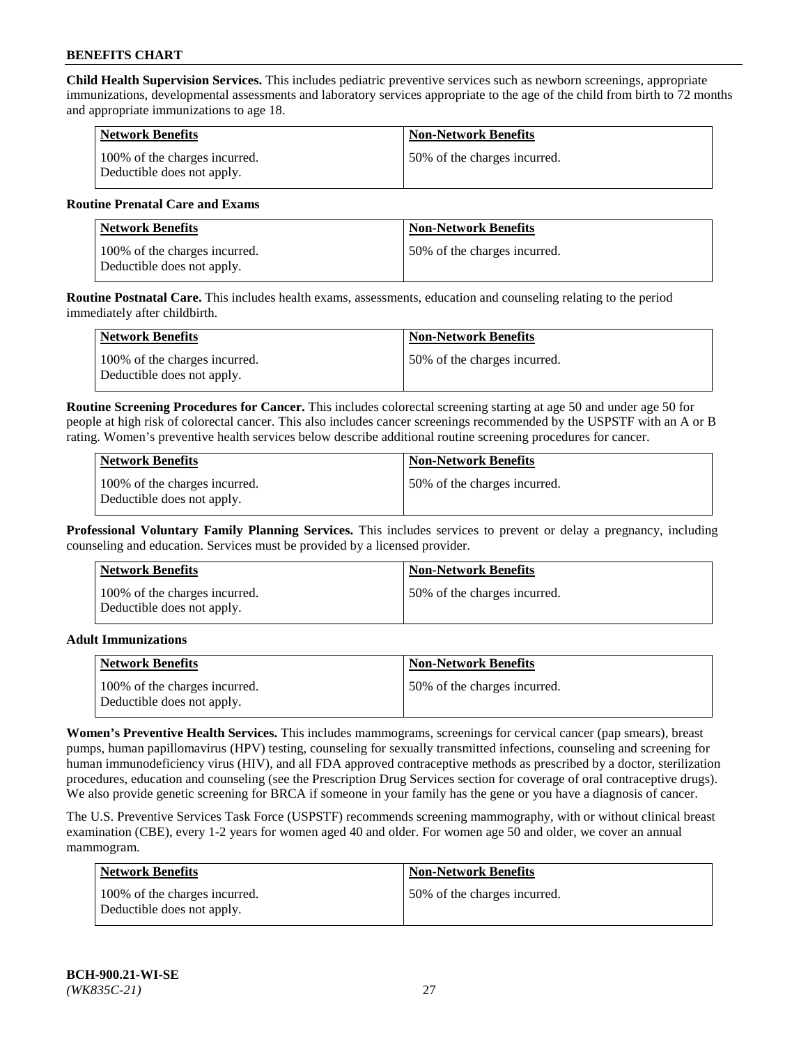**Child Health Supervision Services.** This includes pediatric preventive services such as newborn screenings, appropriate immunizations, developmental assessments and laboratory services appropriate to the age of the child from birth to 72 months and appropriate immunizations to age 18.

| Network Benefits | Non-Network Benefits |
|---|---|
| 100% of the charges incurred. Deductible does not apply. | 50% of the charges incurred. |

**Routine Prenatal Care and Exams**

| Network Benefits | Non-Network Benefits |
|---|---|
| 100% of the charges incurred. Deductible does not apply. | 50% of the charges incurred. |

**Routine Postnatal Care.** This includes health exams, assessments, education and counseling relating to the period immediately after childbirth.

| Network Benefits | Non-Network Benefits |
|---|---|
| 100% of the charges incurred. Deductible does not apply. | 50% of the charges incurred. |

**Routine Screening Procedures for Cancer.** This includes colorectal screening starting at age 50 and under age 50 for people at high risk of colorectal cancer. This also includes cancer screenings recommended by the USPSTF with an A or B rating. Women's preventive health services below describe additional routine screening procedures for cancer.

| Network Benefits | Non-Network Benefits |
|---|---|
| 100% of the charges incurred. Deductible does not apply. | 50% of the charges incurred. |

**Professional Voluntary Family Planning Services.** This includes services to prevent or delay a pregnancy, including counseling and education. Services must be provided by a licensed provider.

| Network Benefits | Non-Network Benefits |
|---|---|
| 100% of the charges incurred. Deductible does not apply. | 50% of the charges incurred. |

**Adult Immunizations**

| Network Benefits | Non-Network Benefits |
|---|---|
| 100% of the charges incurred. Deductible does not apply. | 50% of the charges incurred. |

**Women's Preventive Health Services.** This includes mammograms, screenings for cervical cancer (pap smears), breast pumps, human papillomavirus (HPV) testing, counseling for sexually transmitted infections, counseling and screening for human immunodeficiency virus (HIV), and all FDA approved contraceptive methods as prescribed by a doctor, sterilization procedures, education and counseling (see the Prescription Drug Services section for coverage of oral contraceptive drugs). We also provide genetic screening for BRCA if someone in your family has the gene or you have a diagnosis of cancer.

The U.S. Preventive Services Task Force (USPSTF) recommends screening mammography, with or without clinical breast examination (CBE), every 1-2 years for women aged 40 and older. For women age 50 and older, we cover an annual mammogram.

| Network Benefits | Non-Network Benefits |
|---|---|
| 100% of the charges incurred. Deductible does not apply. | 50% of the charges incurred. |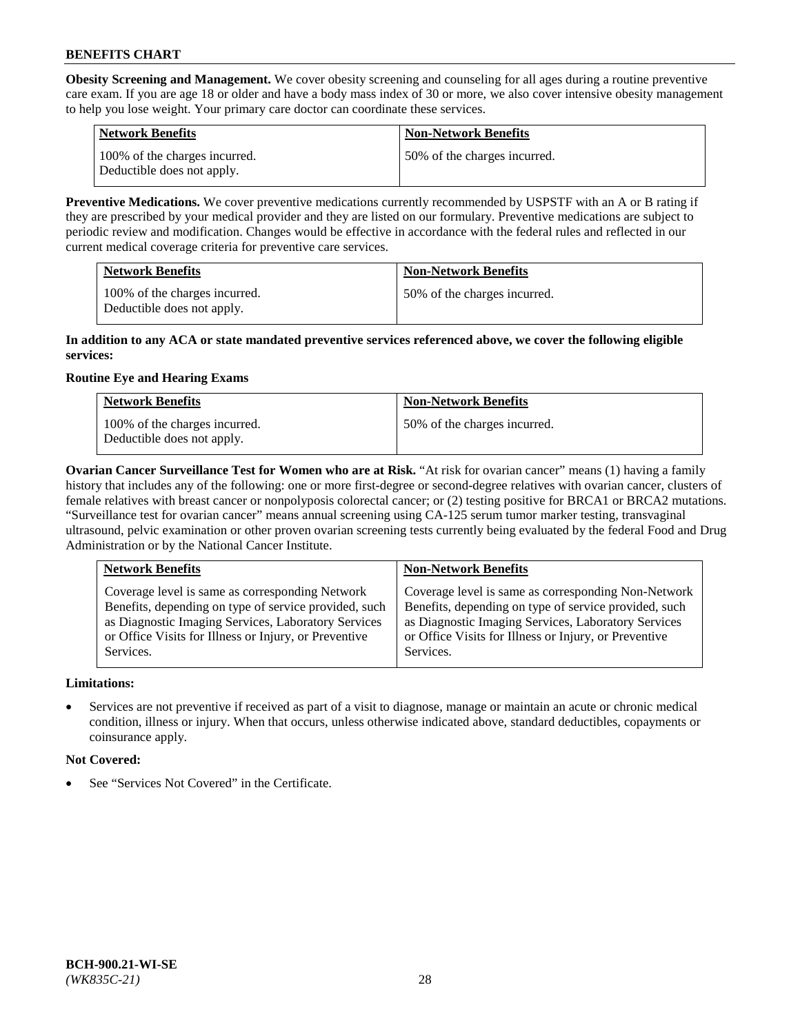**Obesity Screening and Management.** We cover obesity screening and counseling for all ages during a routine preventive care exam. If you are age 18 or older and have a body mass index of 30 or more, we also cover intensive obesity management to help you lose weight. Your primary care doctor can coordinate these services.

| Network Benefits | Non-Network Benefits |
|---|---|
| 100% of the charges incurred. Deductible does not apply. | 50% of the charges incurred. |

**Preventive Medications.** We cover preventive medications currently recommended by USPSTF with an A or B rating if they are prescribed by your medical provider and they are listed on our formulary. Preventive medications are subject to periodic review and modification. Changes would be effective in accordance with the federal rules and reflected in our current medical coverage criteria for preventive care services.

| Network Benefits | Non-Network Benefits |
|---|---|
| 100% of the charges incurred. Deductible does not apply. | 50% of the charges incurred. |

**In addition to any ACA or state mandated preventive services referenced above, we cover the following eligible services:**

**Routine Eye and Hearing Exams**

| Network Benefits | Non-Network Benefits |
|---|---|
| 100% of the charges incurred. Deductible does not apply. | 50% of the charges incurred. |

**Ovarian Cancer Surveillance Test for Women who are at Risk.** "At risk for ovarian cancer" means (1) having a family history that includes any of the following: one or more first-degree or second-degree relatives with ovarian cancer, clusters of female relatives with breast cancer or nonpolyposis colorectal cancer; or (2) testing positive for BRCA1 or BRCA2 mutations. "Surveillance test for ovarian cancer" means annual screening using CA-125 serum tumor marker testing, transvaginal ultrasound, pelvic examination or other proven ovarian screening tests currently being evaluated by the federal Food and Drug Administration or by the National Cancer Institute.

| Network Benefits | Non-Network Benefits |
|---|---|
| Coverage level is same as corresponding Network Benefits, depending on type of service provided, such as Diagnostic Imaging Services, Laboratory Services or Office Visits for Illness or Injury, or Preventive Services. | Coverage level is same as corresponding Non-Network Benefits, depending on type of service provided, such as Diagnostic Imaging Services, Laboratory Services or Office Visits for Illness or Injury, or Preventive Services. |

**Limitations:**

- Services are not preventive if received as part of a visit to diagnose, manage or maintain an acute or chronic medical condition, illness or injury. When that occurs, unless otherwise indicated above, standard deductibles, copayments or coinsurance apply.

**Not Covered:**

- See "Services Not Covered" in the Certificate.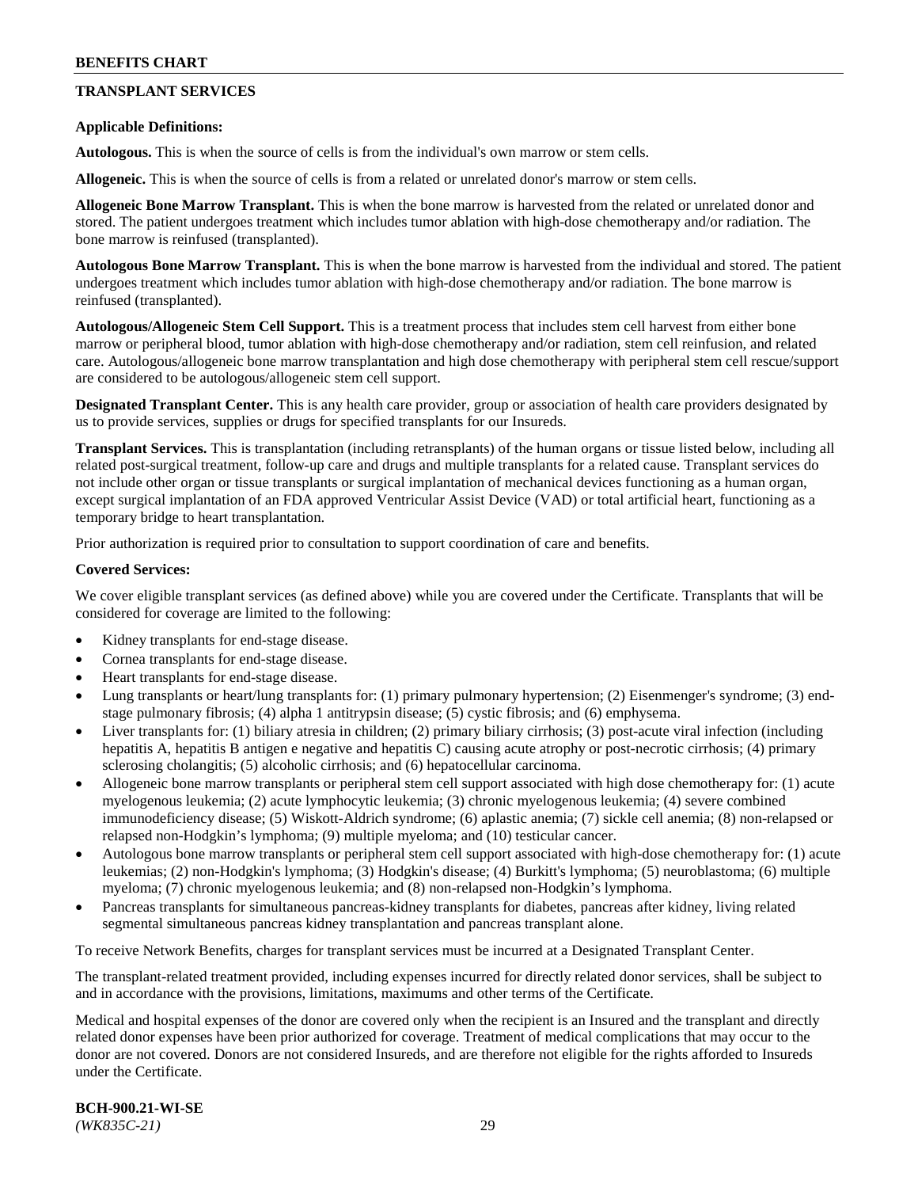## TRANSPLANT SERVICES

**Applicable Definitions:**

**Autologous.** This is when the source of cells is from the individual's own marrow or stem cells.

**Allogeneic.** This is when the source of cells is from a related or unrelated donor's marrow or stem cells.

**Allogeneic Bone Marrow Transplant.** This is when the bone marrow is harvested from the related or unrelated donor and stored. The patient undergoes treatment which includes tumor ablation with high-dose chemotherapy and/or radiation. The bone marrow is reinfused (transplanted).

**Autologous Bone Marrow Transplant.** This is when the bone marrow is harvested from the individual and stored. The patient undergoes treatment which includes tumor ablation with high-dose chemotherapy and/or radiation. The bone marrow is reinfused (transplanted).

**Autologous/Allogeneic Stem Cell Support.** This is a treatment process that includes stem cell harvest from either bone marrow or peripheral blood, tumor ablation with high-dose chemotherapy and/or radiation, stem cell reinfusion, and related care. Autologous/allogeneic bone marrow transplantation and high dose chemotherapy with peripheral stem cell rescue/support are considered to be autologous/allogeneic stem cell support.

**Designated Transplant Center.** This is any health care provider, group or association of health care providers designated by us to provide services, supplies or drugs for specified transplants for our Insureds.

**Transplant Services.** This is transplantation (including retransplants) of the human organs or tissue listed below, including all related post-surgical treatment, follow-up care and drugs and multiple transplants for a related cause. Transplant services do not include other organ or tissue transplants or surgical implantation of mechanical devices functioning as a human organ, except surgical implantation of an FDA approved Ventricular Assist Device (VAD) or total artificial heart, functioning as a temporary bridge to heart transplantation.

Prior authorization is required prior to consultation to support coordination of care and benefits.

**Covered Services:**

We cover eligible transplant services (as defined above) while you are covered under the Certificate. Transplants that will be considered for coverage are limited to the following:

- Kidney transplants for end-stage disease.
- Cornea transplants for end-stage disease.
- Heart transplants for end-stage disease.
- Lung transplants or heart/lung transplants for: (1) primary pulmonary hypertension; (2) Eisenmenger's syndrome; (3) end-stage pulmonary fibrosis; (4) alpha 1 antitrypsin disease; (5) cystic fibrosis; and (6) emphysema.
- Liver transplants for: (1) biliary atresia in children; (2) primary biliary cirrhosis; (3) post-acute viral infection (including hepatitis A, hepatitis B antigen e negative and hepatitis C) causing acute atrophy or post-necrotic cirrhosis; (4) primary sclerosing cholangitis; (5) alcoholic cirrhosis; and (6) hepatocellular carcinoma.
- Allogeneic bone marrow transplants or peripheral stem cell support associated with high dose chemotherapy for: (1) acute myelogenous leukemia; (2) acute lymphocytic leukemia; (3) chronic myelogenous leukemia; (4) severe combined immunodeficiency disease; (5) Wiskott-Aldrich syndrome; (6) aplastic anemia; (7) sickle cell anemia; (8) non-relapsed or relapsed non-Hodgkin's lymphoma; (9) multiple myeloma; and (10) testicular cancer.
- Autologous bone marrow transplants or peripheral stem cell support associated with high-dose chemotherapy for: (1) acute leukemias; (2) non-Hodgkin's lymphoma; (3) Hodgkin's disease; (4) Burkitt's lymphoma; (5) neuroblastoma; (6) multiple myeloma; (7) chronic myelogenous leukemia; and (8) non-relapsed non-Hodgkin's lymphoma.
- Pancreas transplants for simultaneous pancreas-kidney transplants for diabetes, pancreas after kidney, living related segmental simultaneous pancreas kidney transplantation and pancreas transplant alone.

To receive Network Benefits, charges for transplant services must be incurred at a Designated Transplant Center.

The transplant-related treatment provided, including expenses incurred for directly related donor services, shall be subject to and in accordance with the provisions, limitations, maximums and other terms of the Certificate.

Medical and hospital expenses of the donor are covered only when the recipient is an Insured and the transplant and directly related donor expenses have been prior authorized for coverage. Treatment of medical complications that may occur to the donor are not covered. Donors are not considered Insureds, and are therefore not eligible for the rights afforded to Insureds under the Certificate.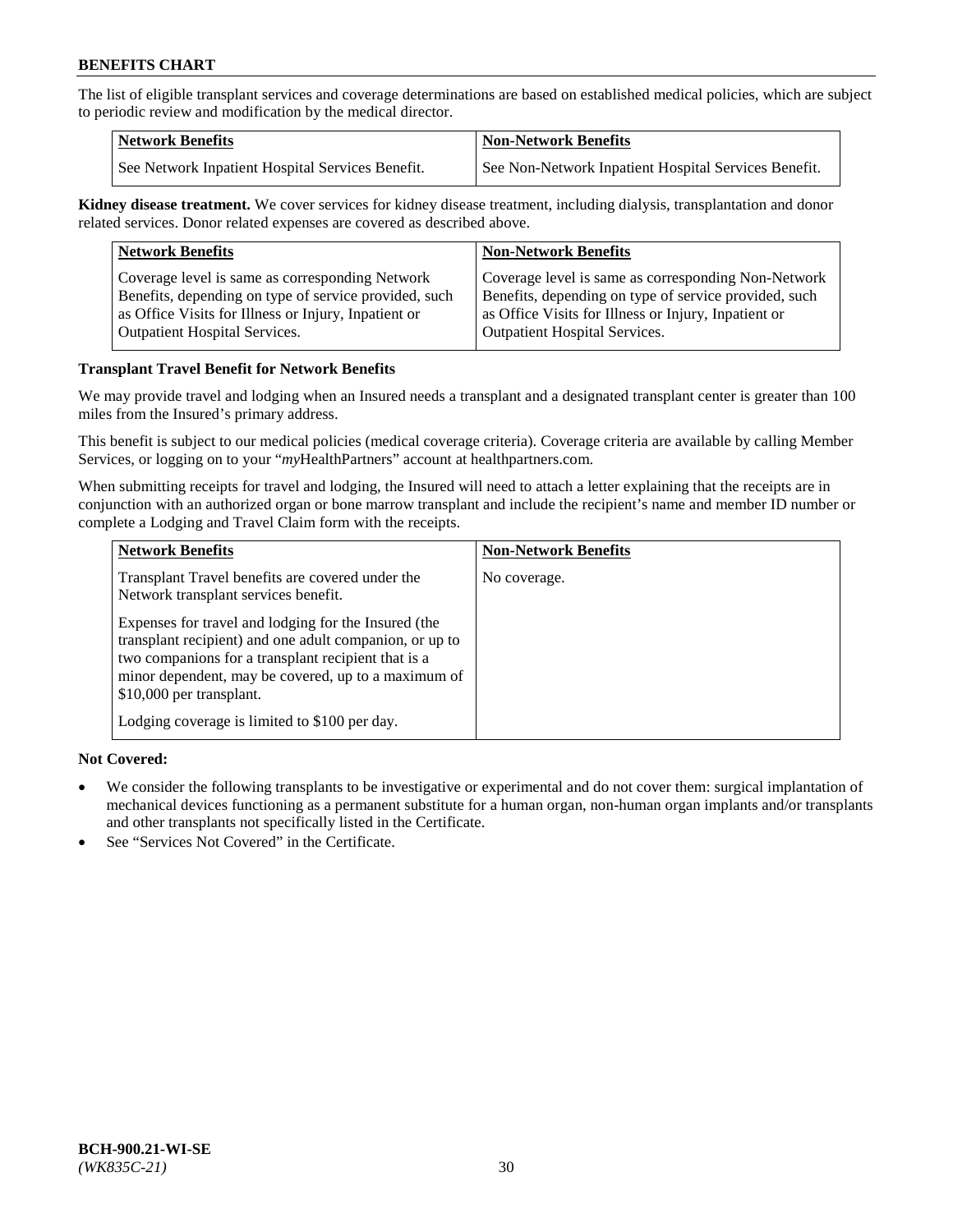The list of eligible transplant services and coverage determinations are based on established medical policies, which are subject to periodic review and modification by the medical director.

| Network Benefits | Non-Network Benefits |
| --- | --- |
| See Network Inpatient Hospital Services Benefit. | See Non-Network Inpatient Hospital Services Benefit. |

**Kidney disease treatment.** We cover services for kidney disease treatment, including dialysis, transplantation and donor related services. Donor related expenses are covered as described above.

| Network Benefits | Non-Network Benefits |
| --- | --- |
| Coverage level is same as corresponding Network Benefits, depending on type of service provided, such as Office Visits for Illness or Injury, Inpatient or Outpatient Hospital Services. | Coverage level is same as corresponding Non-Network Benefits, depending on type of service provided, such as Office Visits for Illness or Injury, Inpatient or Outpatient Hospital Services. |

**Transplant Travel Benefit for Network Benefits**

We may provide travel and lodging when an Insured needs a transplant and a designated transplant center is greater than 100 miles from the Insured's primary address.

This benefit is subject to our medical policies (medical coverage criteria). Coverage criteria are available by calling Member Services, or logging on to your "*my*HealthPartners" account at healthpartners.com.

When submitting receipts for travel and lodging, the Insured will need to attach a letter explaining that the receipts are in conjunction with an authorized organ or bone marrow transplant and include the recipient's name and member ID number or complete a Lodging and Travel Claim form with the receipts.

| Network Benefits | Non-Network Benefits |
| --- | --- |
| Transplant Travel benefits are covered under the Network transplant services benefit.<br><br>Expenses for travel and lodging for the Insured (the transplant recipient) and one adult companion, or up to two companions for a transplant recipient that is a minor dependent, may be covered, up to a maximum of $10,000 per transplant.<br><br>Lodging coverage is limited to $100 per day. | No coverage. |

**Not Covered:**

- We consider the following transplants to be investigative or experimental and do not cover them: surgical implantation of mechanical devices functioning as a permanent substitute for a human organ, non-human organ implants and/or transplants and other transplants not specifically listed in the Certificate.
- See "Services Not Covered" in the Certificate.

**BCH-900.21-WI-SE**
*(WK835C-21)*